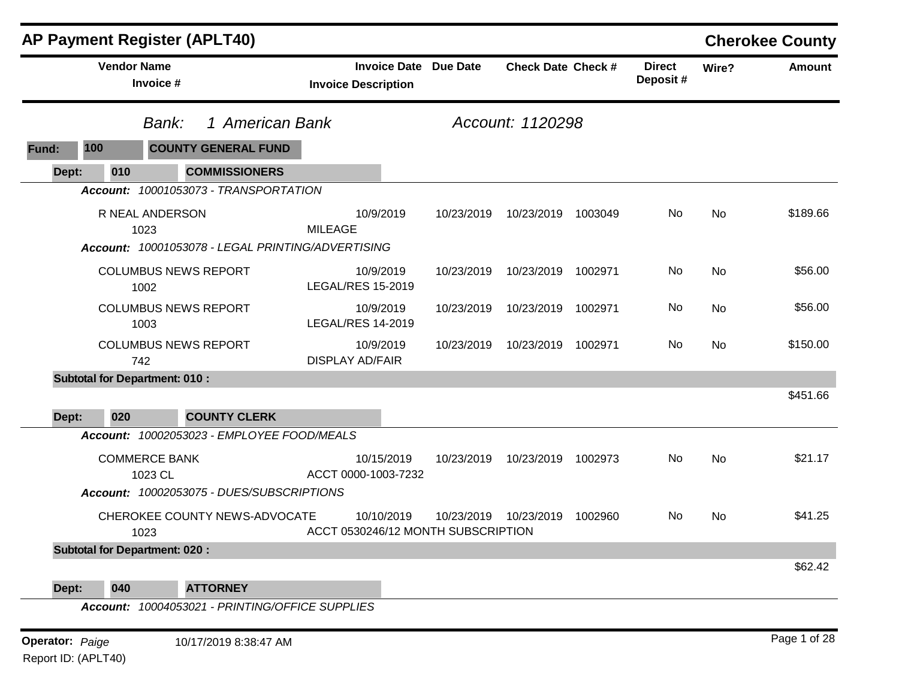# AP Payment Register (APLT40)

**Cherokee County**

*Bank:* *1 American Bank* *Account: 1120298*

**Fund: 100 COUNTY GENERAL FUND**

**Dept: 010 COMMISSIONERS**

| Vendor Name / Invoice # | Invoice Date / Invoice Description | Due Date | Check Date | Check # | Direct Deposit # | Wire? | Amount |
|---|---|---|---|---|---|---|---|
| ***Account:*** *10001053073 - TRANSPORTATION* | | | | | | | |
| R NEAL ANDERSON<br>1023 | 10/9/2019<br>MILEAGE | 10/23/2019 | 10/23/2019 | 1003049 | No | No | $189.66 |
| ***Account:*** *10001053078 - LEGAL PRINTING/ADVERTISING* | | | | | | | |
| COLUMBUS NEWS REPORT<br>1002 | 10/9/2019<br>LEGAL/RES 15-2019 | 10/23/2019 | 10/23/2019 | 1002971 | No | No | $56.00 |
| COLUMBUS NEWS REPORT<br>1003 | 10/9/2019<br>LEGAL/RES 14-2019 | 10/23/2019 | 10/23/2019 | 1002971 | No | No | $56.00 |
| COLUMBUS NEWS REPORT<br>742 | 10/9/2019<br>DISPLAY AD/FAIR | 10/23/2019 | 10/23/2019 | 1002971 | No | No | $150.00 |
| **Subtotal for Department: 010 :** | | | | | | | $451.66 |

**Dept: 020 COUNTY CLERK**

| Vendor Name / Invoice # | Invoice Date / Invoice Description | Due Date | Check Date | Check # | Direct Deposit # | Wire? | Amount |
|---|---|---|---|---|---|---|---|
| ***Account:*** *10002053023 - EMPLOYEE FOOD/MEALS* | | | | | | | |
| COMMERCE BANK<br>1023 CL | 10/15/2019<br>ACCT 0000-1003-7232 | 10/23/2019 | 10/23/2019 | 1002973 | No | No | $21.17 |
| ***Account:*** *10002053075 - DUES/SUBSCRIPTIONS* | | | | | | | |
| CHEROKEE COUNTY NEWS-ADVOCATE<br>1023 | 10/10/2019<br>ACCT 0530246/12 MONTH SUBSCRIPTION | 10/23/2019 | 10/23/2019 | 1002960 | No | No | $41.25 |
| **Subtotal for Department: 020 :** | | | | | | | $62.42 |

**Dept: 040 ATTORNEY**

***Account:*** *10004053021 - PRINTING/OFFICE SUPPLIES*

**Operator:** *Paige* 10/17/2019 8:38:47 AM

Report ID: (APLT40)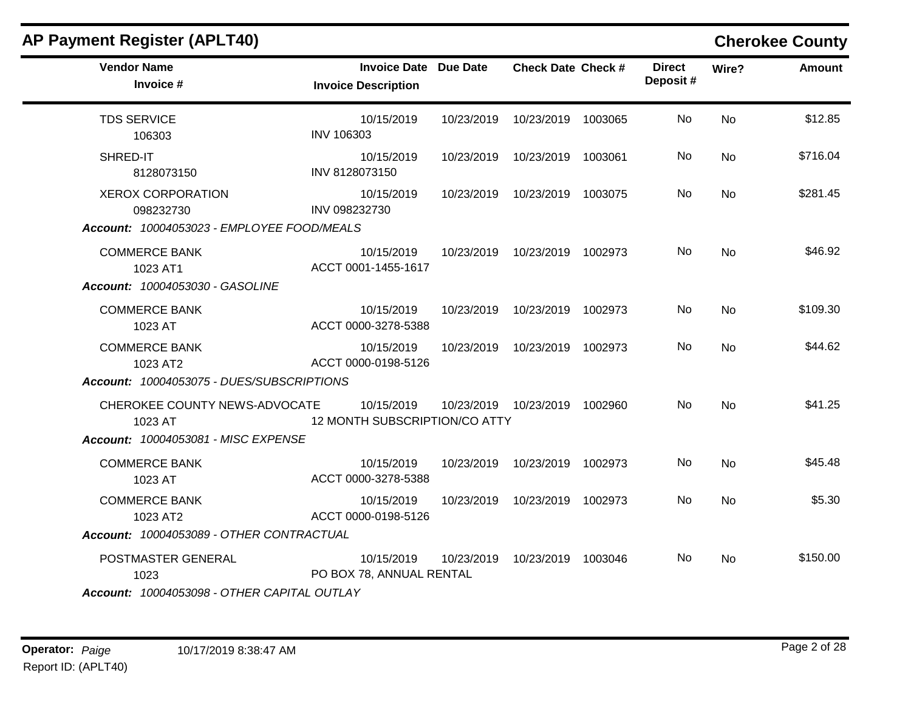## AP Payment Register (APLT40)

**Cherokee County**

| Vendor Name / Invoice # | Invoice Date / Invoice Description | Due Date | Check Date | Check # | Direct Deposit # | Wire? | Amount |
|---|---|---|---|---|---|---|---|
| TDS SERVICE<br>106303 | 10/15/2019<br>INV 106303 | 10/23/2019 | 10/23/2019 | 1003065 | No | No | $12.85 |
| SHRED-IT<br>8128073150 | 10/15/2019<br>INV 8128073150 | 10/23/2019 | 10/23/2019 | 1003061 | No | No | $716.04 |
| XEROX CORPORATION<br>098232730 | 10/15/2019<br>INV 098232730 | 10/23/2019 | 10/23/2019 | 1003075 | No | No | $281.45 |
| ***Account:* 10004053023 - EMPLOYEE FOOD/MEALS** | | | | | | | |
| COMMERCE BANK<br>1023 AT1 | 10/15/2019<br>ACCT 0001-1455-1617 | 10/23/2019 | 10/23/2019 | 1002973 | No | No | $46.92 |
| ***Account:* 10004053030 - GASOLINE** | | | | | | | |
| COMMERCE BANK<br>1023 AT | 10/15/2019<br>ACCT 0000-3278-5388 | 10/23/2019 | 10/23/2019 | 1002973 | No | No | $109.30 |
| COMMERCE BANK<br>1023 AT2 | 10/15/2019<br>ACCT 0000-0198-5126 | 10/23/2019 | 10/23/2019 | 1002973 | No | No | $44.62 |
| ***Account:* 10004053075 - DUES/SUBSCRIPTIONS** | | | | | | | |
| CHEROKEE COUNTY NEWS-ADVOCATE<br>1023 AT | 10/15/2019<br>12 MONTH SUBSCRIPTION/CO ATTY | 10/23/2019 | 10/23/2019 | 1002960 | No | No | $41.25 |
| ***Account:* 10004053081 - MISC EXPENSE** | | | | | | | |
| COMMERCE BANK<br>1023 AT | 10/15/2019<br>ACCT 0000-3278-5388 | 10/23/2019 | 10/23/2019 | 1002973 | No | No | $45.48 |
| COMMERCE BANK<br>1023 AT2 | 10/15/2019<br>ACCT 0000-0198-5126 | 10/23/2019 | 10/23/2019 | 1002973 | No | No | $5.30 |
| ***Account:* 10004053089 - OTHER CONTRACTUAL** | | | | | | | |
| POSTMASTER GENERAL<br>1023 | 10/15/2019<br>PO BOX 78, ANNUAL RENTAL | 10/23/2019 | 10/23/2019 | 1003046 | No | No | $150.00 |
| ***Account:* 10004053098 - OTHER CAPITAL OUTLAY** | | | | | | | |

**Operator:** *Paige* 10/17/2019 8:38:47 AM

Report ID: (APLT40)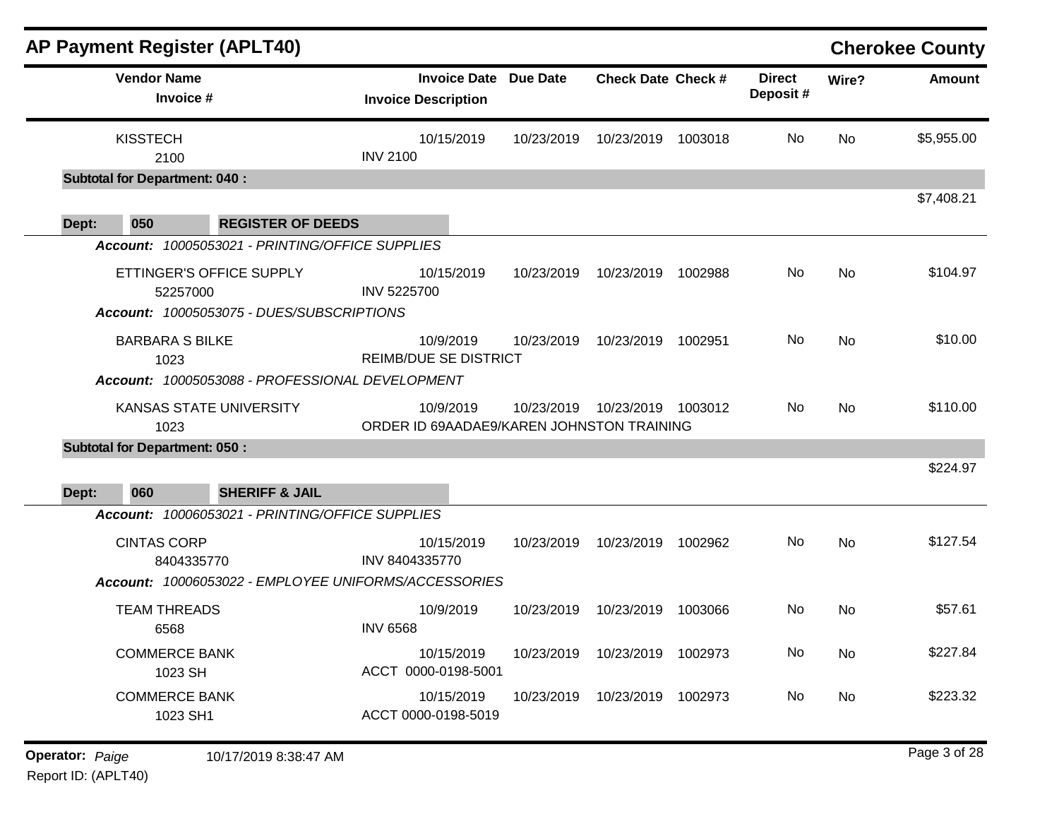## AP Payment Register (APLT40)

**Cherokee County**

| Vendor Name / Invoice # | Invoice Date / Invoice Description | Due Date | Check Date | Check # | Direct Deposit # | Wire? | Amount |
|---|---|---|---|---|---|---|---|
| KISSTECH<br>2100 | 10/15/2019<br>INV 2100 | 10/23/2019 | 10/23/2019 | 1003018 | No | No | $5,955.00 |
| **Subtotal for Department: 040 :** | | | | | | | $7,408.21 |
| **Dept: 050 REGISTER OF DEEDS** | | | | | | | |
| *Account: 10005053021 - PRINTING/OFFICE SUPPLIES* | | | | | | | |
| ETTINGER'S OFFICE SUPPLY<br>52257000 | 10/15/2019<br>INV 5225700 | 10/23/2019 | 10/23/2019 | 1002988 | No | No | $104.97 |
| *Account: 10005053075 - DUES/SUBSCRIPTIONS* | | | | | | | |
| BARBARA S BILKE<br>1023 | 10/9/2019<br>REIMB/DUE SE DISTRICT | 10/23/2019 | 10/23/2019 | 1002951 | No | No | $10.00 |
| *Account: 10005053088 - PROFESSIONAL DEVELOPMENT* | | | | | | | |
| KANSAS STATE UNIVERSITY<br>1023 | 10/9/2019<br>ORDER ID 69AADAE9/KAREN JOHNSTON TRAINING | 10/23/2019 | 10/23/2019 | 1003012 | No | No | $110.00 |
| **Subtotal for Department: 050 :** | | | | | | | $224.97 |
| **Dept: 060 SHERIFF & JAIL** | | | | | | | |
| *Account: 10006053021 - PRINTING/OFFICE SUPPLIES* | | | | | | | |
| CINTAS CORP<br>8404335770 | 10/15/2019<br>INV 8404335770 | 10/23/2019 | 10/23/2019 | 1002962 | No | No | $127.54 |
| *Account: 10006053022 - EMPLOYEE UNIFORMS/ACCESSORIES* | | | | | | | |
| TEAM THREADS<br>6568 | 10/9/2019<br>INV 6568 | 10/23/2019 | 10/23/2019 | 1003066 | No | No | $57.61 |
| COMMERCE BANK<br>1023 SH | 10/15/2019<br>ACCT 0000-0198-5001 | 10/23/2019 | 10/23/2019 | 1002973 | No | No | $227.84 |
| COMMERCE BANK<br>1023 SH1 | 10/15/2019<br>ACCT 0000-0198-5019 | 10/23/2019 | 10/23/2019 | 1002973 | No | No | $223.32 |

**Operator:** *Paige* 10/17/2019 8:38:47 AM

Report ID: (APLT40)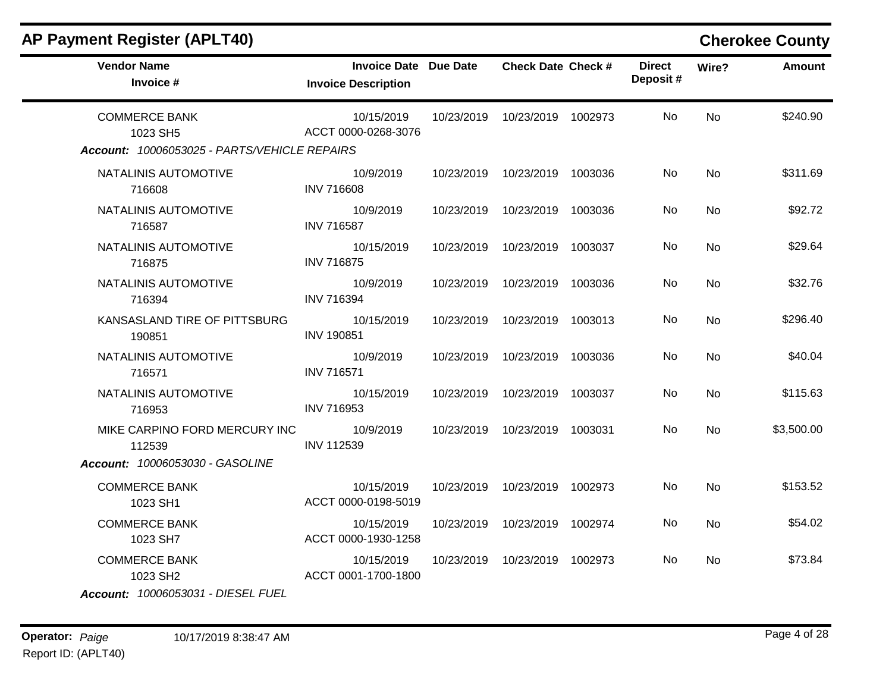# AP Payment Register (APLT40)

## Cherokee County

| Vendor Name / Invoice # | Invoice Date / Invoice Description | Due Date | Check Date | Check # | Direct Deposit # | Wire? | Amount |
|---|---|---|---|---|---|---|---|
| COMMERCE BANK<br>1023 SH5 | 10/15/2019<br>ACCT 0000-0268-3076 | 10/23/2019 | 10/23/2019 | 1002973 | No | No | $240.90 |

***Account:* 10006053025 - PARTS/VEHICLE REPAIRS**

| Vendor Name / Invoice # | Invoice Date / Invoice Description | Due Date | Check Date | Check # | Direct Deposit # | Wire? | Amount |
|---|---|---|---|---|---|---|---|
| NATALINIS AUTOMOTIVE<br>716608 | 10/9/2019<br>INV 716608 | 10/23/2019 | 10/23/2019 | 1003036 | No | No | $311.69 |
| NATALINIS AUTOMOTIVE<br>716587 | 10/9/2019<br>INV 716587 | 10/23/2019 | 10/23/2019 | 1003036 | No | No | $92.72 |
| NATALINIS AUTOMOTIVE<br>716875 | 10/15/2019<br>INV 716875 | 10/23/2019 | 10/23/2019 | 1003037 | No | No | $29.64 |
| NATALINIS AUTOMOTIVE<br>716394 | 10/9/2019<br>INV 716394 | 10/23/2019 | 10/23/2019 | 1003036 | No | No | $32.76 |
| KANSASLAND TIRE OF PITTSBURG<br>190851 | 10/15/2019<br>INV 190851 | 10/23/2019 | 10/23/2019 | 1003013 | No | No | $296.40 |
| NATALINIS AUTOMOTIVE<br>716571 | 10/9/2019<br>INV 716571 | 10/23/2019 | 10/23/2019 | 1003036 | No | No | $40.04 |
| NATALINIS AUTOMOTIVE<br>716953 | 10/15/2019<br>INV 716953 | 10/23/2019 | 10/23/2019 | 1003037 | No | No | $115.63 |
| MIKE CARPINO FORD MERCURY INC<br>112539 | 10/9/2019<br>INV 112539 | 10/23/2019 | 10/23/2019 | 1003031 | No | No | $3,500.00 |

***Account:* 10006053030 - GASOLINE**

| Vendor Name / Invoice # | Invoice Date / Invoice Description | Due Date | Check Date | Check # | Direct Deposit # | Wire? | Amount |
|---|---|---|---|---|---|---|---|
| COMMERCE BANK<br>1023 SH1 | 10/15/2019<br>ACCT 0000-0198-5019 | 10/23/2019 | 10/23/2019 | 1002973 | No | No | $153.52 |
| COMMERCE BANK<br>1023 SH7 | 10/15/2019<br>ACCT 0000-1930-1258 | 10/23/2019 | 10/23/2019 | 1002974 | No | No | $54.02 |
| COMMERCE BANK<br>1023 SH2 | 10/15/2019<br>ACCT 0001-1700-1800 | 10/23/2019 | 10/23/2019 | 1002973 | No | No | $73.84 |

***Account:* 10006053031 - DIESEL FUEL**

**Operator:** *Paige* 10/17/2019 8:38:47 AM

Report ID: (APLT40)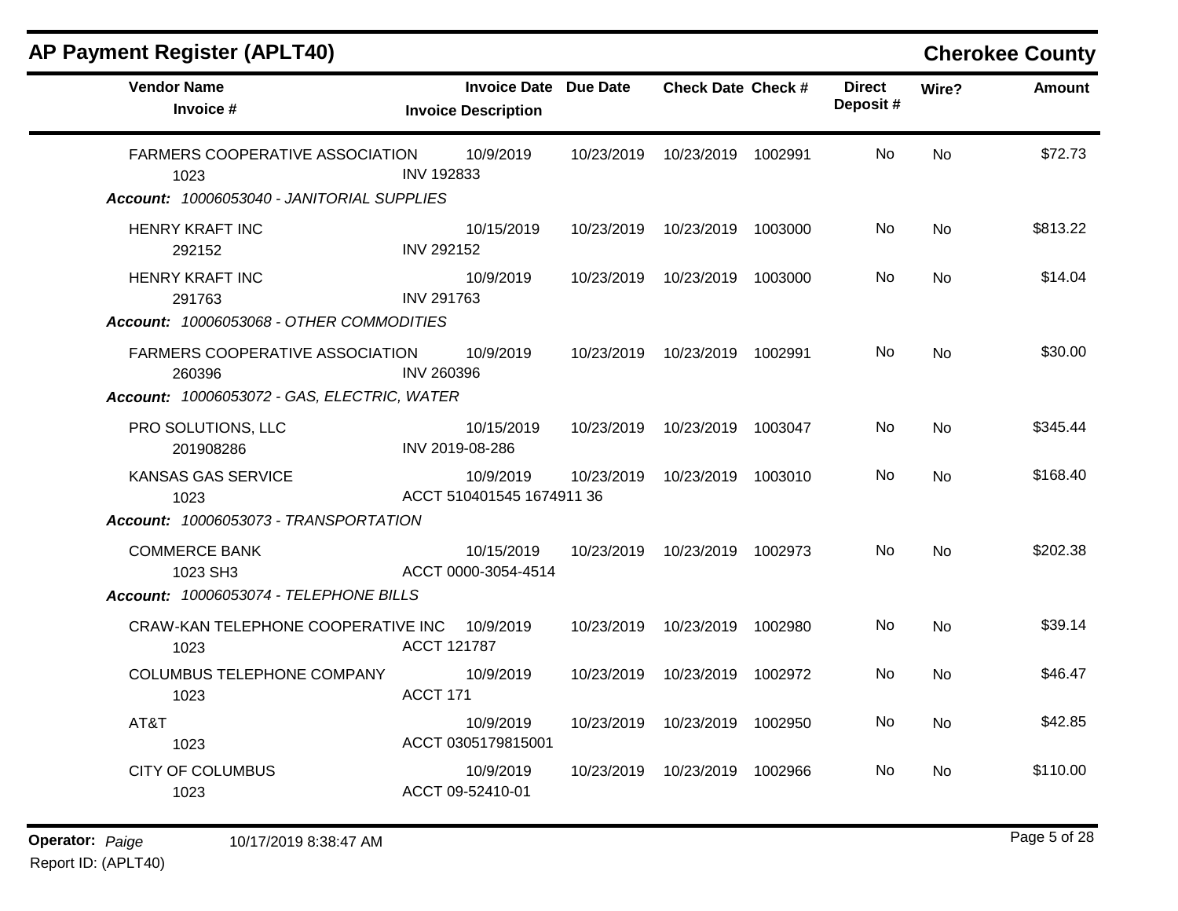## AP Payment Register (APLT40)

**Cherokee County**

| Vendor Name / Invoice # | Invoice Date / Invoice Description | Due Date | Check Date | Check # | Direct Deposit # | Wire? | Amount |
|---|---|---|---|---|---|---|---|
| FARMERS COOPERATIVE ASSOCIATION<br>1023 | 10/9/2019<br>INV 192833 | 10/23/2019 | 10/23/2019 | 1002991 | No | No | $72.73 |
| ***Account:** 10006053040 - JANITORIAL SUPPLIES* | | | | | | | |
| HENRY KRAFT INC<br>292152 | 10/15/2019<br>INV 292152 | 10/23/2019 | 10/23/2019 | 1003000 | No | No | $813.22 |
| HENRY KRAFT INC<br>291763 | 10/9/2019<br>INV 291763 | 10/23/2019 | 10/23/2019 | 1003000 | No | No | $14.04 |
| ***Account:** 10006053068 - OTHER COMMODITIES* | | | | | | | |
| FARMERS COOPERATIVE ASSOCIATION<br>260396 | 10/9/2019<br>INV 260396 | 10/23/2019 | 10/23/2019 | 1002991 | No | No | $30.00 |
| ***Account:** 10006053072 - GAS, ELECTRIC, WATER* | | | | | | | |
| PRO SOLUTIONS, LLC<br>201908286 | 10/15/2019<br>INV 2019-08-286 | 10/23/2019 | 10/23/2019 | 1003047 | No | No | $345.44 |
| KANSAS GAS SERVICE<br>1023 | 10/9/2019<br>ACCT 510401545 1674911 36 | 10/23/2019 | 10/23/2019 | 1003010 | No | No | $168.40 |
| ***Account:** 10006053073 - TRANSPORTATION* | | | | | | | |
| COMMERCE BANK<br>1023 SH3 | 10/15/2019<br>ACCT 0000-3054-4514 | 10/23/2019 | 10/23/2019 | 1002973 | No | No | $202.38 |
| ***Account:** 10006053074 - TELEPHONE BILLS* | | | | | | | |
| CRAW-KAN TELEPHONE COOPERATIVE INC<br>1023 | 10/9/2019<br>ACCT 121787 | 10/23/2019 | 10/23/2019 | 1002980 | No | No | $39.14 |
| COLUMBUS TELEPHONE COMPANY<br>1023 | 10/9/2019<br>ACCT 171 | 10/23/2019 | 10/23/2019 | 1002972 | No | No | $46.47 |
| AT&T<br>1023 | 10/9/2019<br>ACCT 0305179815001 | 10/23/2019 | 10/23/2019 | 1002950 | No | No | $42.85 |
| CITY OF COLUMBUS<br>1023 | 10/9/2019<br>ACCT 09-52410-01 | 10/23/2019 | 10/23/2019 | 1002966 | No | No | $110.00 |

**Operator:** *Paige* 10/17/2019 8:38:47 AM

Report ID: (APLT40)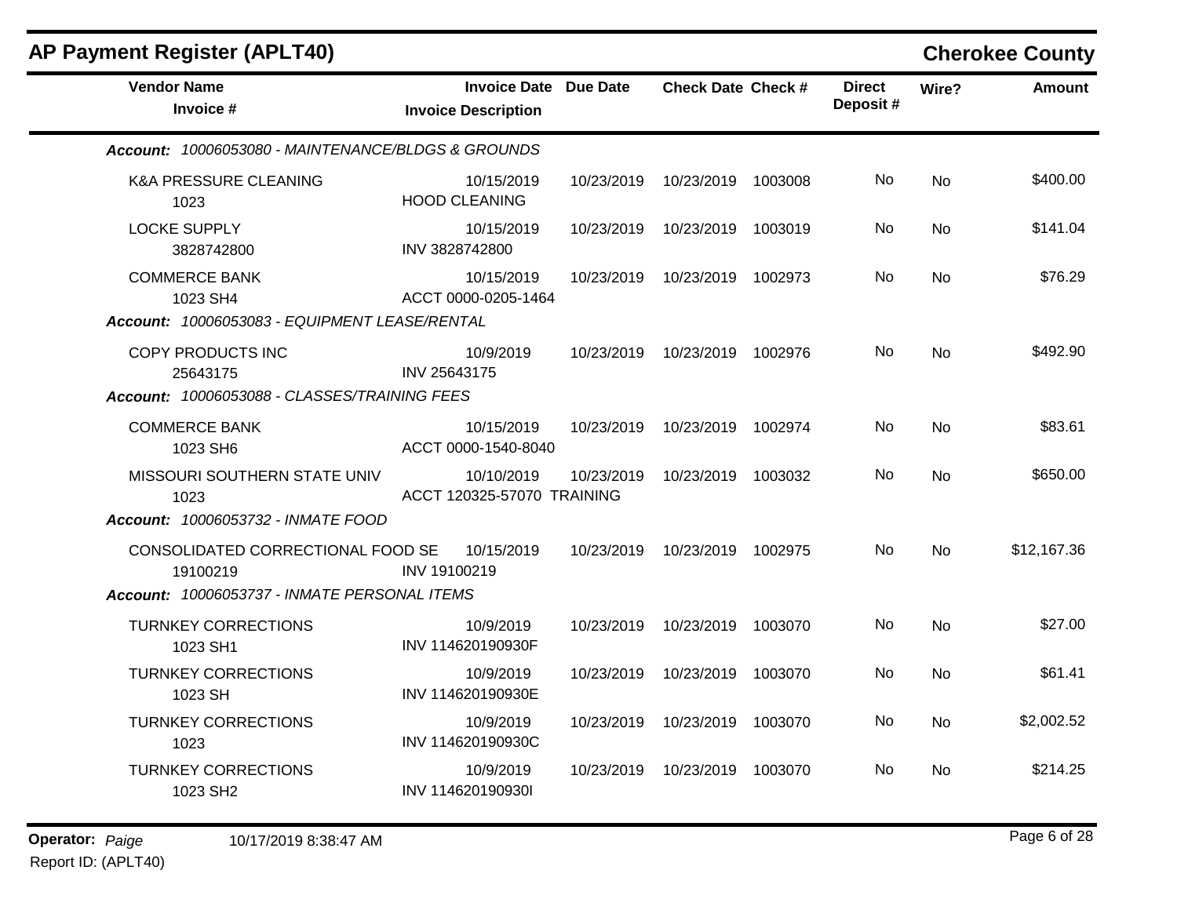## AP Payment Register (APLT40)

**Cherokee County**

| Vendor Name / Invoice # | Invoice Date / Invoice Description | Due Date | Check Date | Check # | Direct Deposit # | Wire? | Amount |
|---|---|---|---|---|---|---|---|
| ***Account: 10006053080 - MAINTENANCE/BLDGS & GROUNDS*** | | | | | | | |
| K&A PRESSURE CLEANING<br>1023 | 10/15/2019<br>HOOD CLEANING | 10/23/2019 | 10/23/2019 | 1003008 | No | No | $400.00 |
| LOCKE SUPPLY<br>3828742800 | 10/15/2019<br>INV 3828742800 | 10/23/2019 | 10/23/2019 | 1003019 | No | No | $141.04 |
| COMMERCE BANK<br>1023 SH4 | 10/15/2019<br>ACCT 0000-0205-1464 | 10/23/2019 | 10/23/2019 | 1002973 | No | No | $76.29 |
| ***Account: 10006053083 - EQUIPMENT LEASE/RENTAL*** | | | | | | | |
| COPY PRODUCTS INC<br>25643175 | 10/9/2019<br>INV 25643175 | 10/23/2019 | 10/23/2019 | 1002976 | No | No | $492.90 |
| ***Account: 10006053088 - CLASSES/TRAINING FEES*** | | | | | | | |
| COMMERCE BANK<br>1023 SH6 | 10/15/2019<br>ACCT 0000-1540-8040 | 10/23/2019 | 10/23/2019 | 1002974 | No | No | $83.61 |
| MISSOURI SOUTHERN STATE UNIV<br>1023 | 10/10/2019<br>ACCT 120325-57070 TRAINING | 10/23/2019 | 10/23/2019 | 1003032 | No | No | $650.00 |
| ***Account: 10006053732 - INMATE FOOD*** | | | | | | | |
| CONSOLIDATED CORRECTIONAL FOOD SE<br>19100219 | 10/15/2019<br>INV 19100219 | 10/23/2019 | 10/23/2019 | 1002975 | No | No | $12,167.36 |
| ***Account: 10006053737 - INMATE PERSONAL ITEMS*** | | | | | | | |
| TURNKEY CORRECTIONS<br>1023 SH1 | 10/9/2019<br>INV 114620190930F | 10/23/2019 | 10/23/2019 | 1003070 | No | No | $27.00 |
| TURNKEY CORRECTIONS<br>1023 SH | 10/9/2019<br>INV 114620190930E | 10/23/2019 | 10/23/2019 | 1003070 | No | No | $61.41 |
| TURNKEY CORRECTIONS<br>1023 | 10/9/2019<br>INV 114620190930C | 10/23/2019 | 10/23/2019 | 1003070 | No | No | $2,002.52 |
| TURNKEY CORRECTIONS<br>1023 SH2 | 10/9/2019<br>INV 114620190930I | 10/23/2019 | 10/23/2019 | 1003070 | No | No | $214.25 |

**Operator:** *Paige* 10/17/2019 8:38:47 AM

Report ID: (APLT40)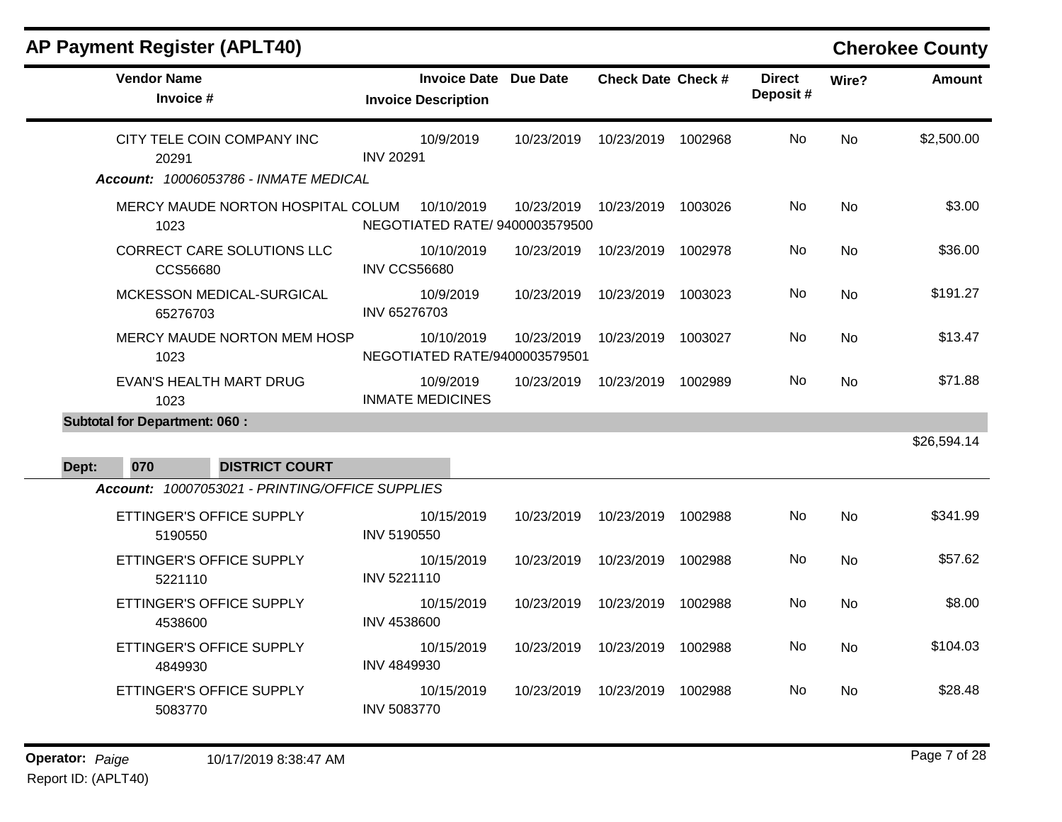# AP Payment Register (APLT40)

## Cherokee County

| Vendor Name / Invoice # | Invoice Date / Invoice Description | Due Date | Check Date | Check # | Direct Deposit # | Wire? | Amount |
|---|---|---|---|---|---|---|---|
| CITY TELE COIN COMPANY INC<br>20291 | 10/9/2019<br>INV 20291 | 10/23/2019 | 10/23/2019 | 1002968 | No | No | $2,500.00 |

*Account: 10006053786 - INMATE MEDICAL*

| Vendor Name / Invoice # | Invoice Date / Invoice Description | Due Date | Check Date | Check # | Direct Deposit # | Wire? | Amount |
|---|---|---|---|---|---|---|---|
| MERCY MAUDE NORTON HOSPITAL COLUM<br>1023 | 10/10/2019<br>NEGOTIATED RATE/ 9400003579500 | 10/23/2019 | 10/23/2019 | 1003026 | No | No | $3.00 |
| CORRECT CARE SOLUTIONS LLC<br>CCS56680 | 10/10/2019<br>INV CCS56680 | 10/23/2019 | 10/23/2019 | 1002978 | No | No | $36.00 |
| MCKESSON MEDICAL-SURGICAL<br>65276703 | 10/9/2019<br>INV 65276703 | 10/23/2019 | 10/23/2019 | 1003023 | No | No | $191.27 |
| MERCY MAUDE NORTON MEM HOSP<br>1023 | 10/10/2019<br>NEGOTIATED RATE/9400003579501 | 10/23/2019 | 10/23/2019 | 1003027 | No | No | $13.47 |
| EVAN'S HEALTH MART DRUG<br>1023 | 10/9/2019<br>INMATE MEDICINES | 10/23/2019 | 10/23/2019 | 1002989 | No | No | $71.88 |

**Subtotal for Department: 060 :** $26,594.14

**Dept: 070 DISTRICT COURT**

*Account: 10007053021 - PRINTING/OFFICE SUPPLIES*

| Vendor Name / Invoice # | Invoice Date / Invoice Description | Due Date | Check Date | Check # | Direct Deposit # | Wire? | Amount |
|---|---|---|---|---|---|---|---|
| ETTINGER'S OFFICE SUPPLY<br>5190550 | 10/15/2019<br>INV 5190550 | 10/23/2019 | 10/23/2019 | 1002988 | No | No | $341.99 |
| ETTINGER'S OFFICE SUPPLY<br>5221110 | 10/15/2019<br>INV 5221110 | 10/23/2019 | 10/23/2019 | 1002988 | No | No | $57.62 |
| ETTINGER'S OFFICE SUPPLY<br>4538600 | 10/15/2019<br>INV 4538600 | 10/23/2019 | 10/23/2019 | 1002988 | No | No | $8.00 |
| ETTINGER'S OFFICE SUPPLY<br>4849930 | 10/15/2019<br>INV 4849930 | 10/23/2019 | 10/23/2019 | 1002988 | No | No | $104.03 |
| ETTINGER'S OFFICE SUPPLY<br>5083770 | 10/15/2019<br>INV 5083770 | 10/23/2019 | 10/23/2019 | 1002988 | No | No | $28.48 |

**Operator:** *Paige* 10/17/2019 8:38:47 AM
Report ID: (APLT40)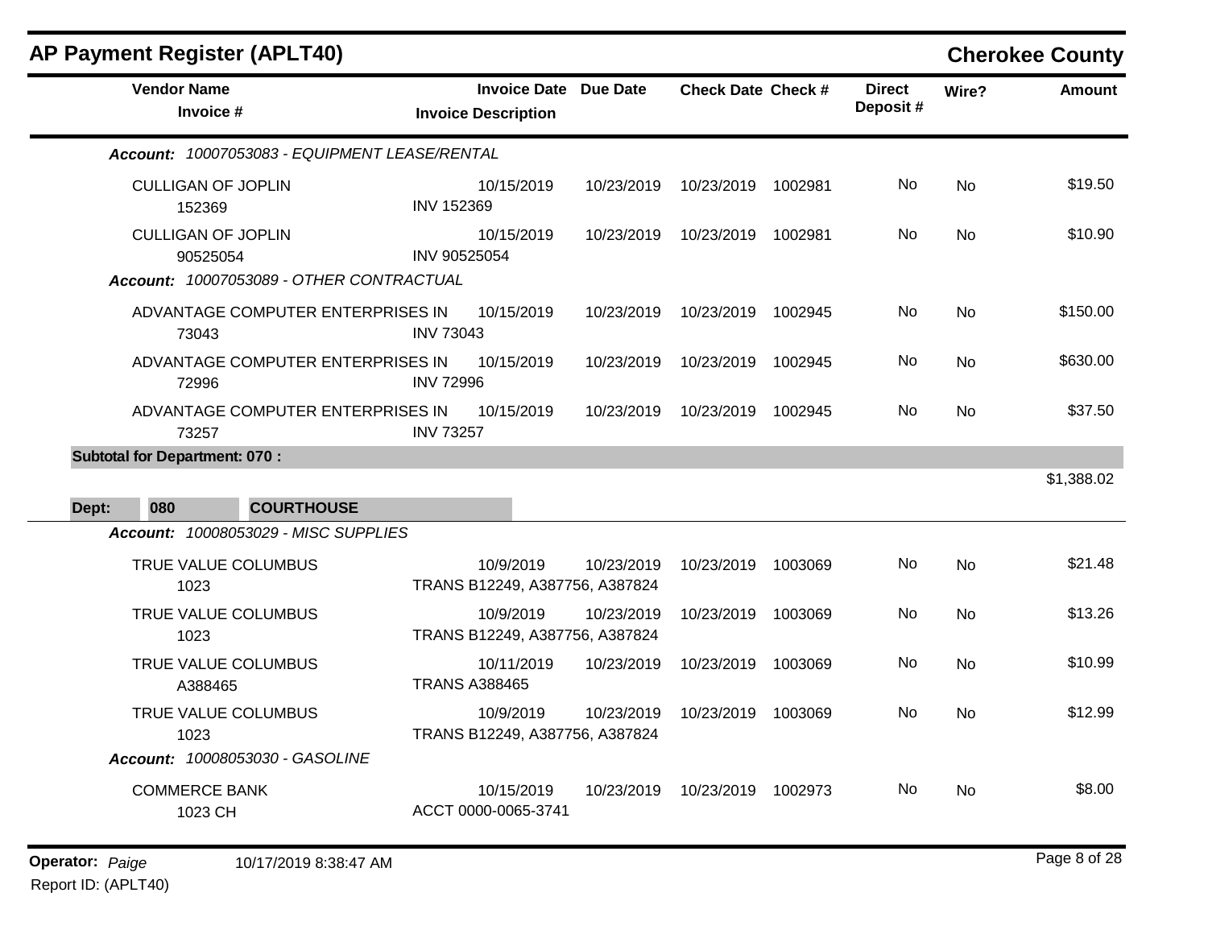## AP Payment Register (APLT40)

**Cherokee County**

| Vendor Name / Invoice # | Invoice Date / Invoice Description | Due Date | Check Date | Check # | Direct Deposit # | Wire? | Amount |
|---|---|---|---|---|---|---|---|
| ***Account:*** *10007053083 - EQUIPMENT LEASE/RENTAL* | | | | | | | |
| CULLIGAN OF JOPLIN<br>152369 | 10/15/2019<br>INV 152369 | 10/23/2019 | 10/23/2019 | 1002981 | No | No | $19.50 |
| CULLIGAN OF JOPLIN<br>90525054 | 10/15/2019<br>INV 90525054 | 10/23/2019 | 10/23/2019 | 1002981 | No | No | $10.90 |
| ***Account:*** *10007053089 - OTHER CONTRACTUAL* | | | | | | | |
| ADVANTAGE COMPUTER ENTERPRISES IN<br>73043 | 10/15/2019<br>INV 73043 | 10/23/2019 | 10/23/2019 | 1002945 | No | No | $150.00 |
| ADVANTAGE COMPUTER ENTERPRISES IN<br>72996 | 10/15/2019<br>INV 72996 | 10/23/2019 | 10/23/2019 | 1002945 | No | No | $630.00 |
| ADVANTAGE COMPUTER ENTERPRISES IN<br>73257 | 10/15/2019<br>INV 73257 | 10/23/2019 | 10/23/2019 | 1002945 | No | No | $37.50 |
| **Subtotal for Department: 070 :** | | | | | | | $1,388.02 |

**Dept: 080 COURTHOUSE**

| Vendor Name / Invoice # | Invoice Date / Invoice Description | Due Date | Check Date | Check # | Direct Deposit # | Wire? | Amount |
|---|---|---|---|---|---|---|---|
| ***Account:*** *10008053029 - MISC SUPPLIES* | | | | | | | |
| TRUE VALUE COLUMBUS<br>1023 | 10/9/2019<br>TRANS B12249, A387756, A387824 | 10/23/2019 | 10/23/2019 | 1003069 | No | No | $21.48 |
| TRUE VALUE COLUMBUS<br>1023 | 10/9/2019<br>TRANS B12249, A387756, A387824 | 10/23/2019 | 10/23/2019 | 1003069 | No | No | $13.26 |
| TRUE VALUE COLUMBUS<br>A388465 | 10/11/2019<br>TRANS A388465 | 10/23/2019 | 10/23/2019 | 1003069 | No | No | $10.99 |
| TRUE VALUE COLUMBUS<br>1023 | 10/9/2019<br>TRANS B12249, A387756, A387824 | 10/23/2019 | 10/23/2019 | 1003069 | No | No | $12.99 |
| ***Account:*** *10008053030 - GASOLINE* | | | | | | | |
| COMMERCE BANK<br>1023 CH | 10/15/2019<br>ACCT 0000-0065-3741 | 10/23/2019 | 10/23/2019 | 1002973 | No | No | $8.00 |

**Operator:** *Paige* 10/17/2019 8:38:47 AM

Report ID: (APLT40)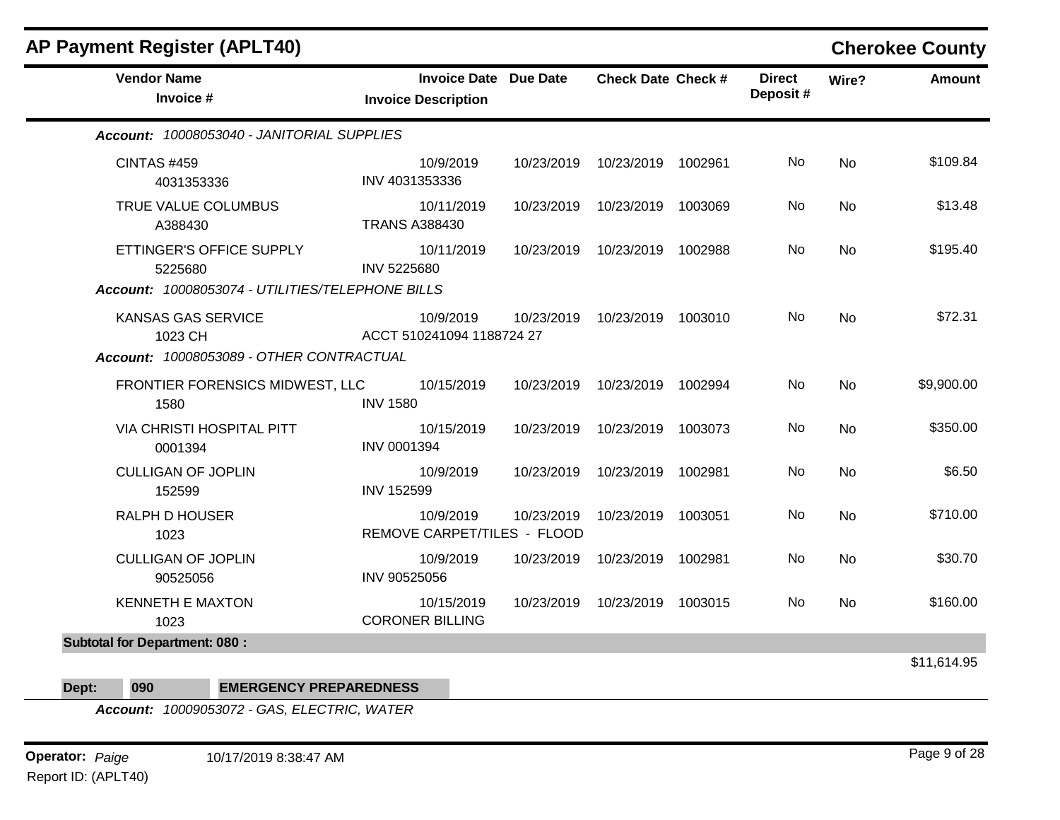# AP Payment Register (APLT40)

**Cherokee County**

| Vendor Name / Invoice # | Invoice Date / Invoice Description | Due Date | Check Date | Check # | Direct Deposit # | Wire? | Amount |
|---|---|---|---|---|---|---|---|
| ***Account:** 10008053040 - JANITORIAL SUPPLIES* | | | | | | | |
| CINTAS #459<br>4031353336 | 10/9/2019<br>INV 4031353336 | 10/23/2019 | 10/23/2019 | 1002961 | No | No | $109.84 |
| TRUE VALUE COLUMBUS<br>A388430 | 10/11/2019<br>TRANS A388430 | 10/23/2019 | 10/23/2019 | 1003069 | No | No | $13.48 |
| ETTINGER'S OFFICE SUPPLY<br>5225680 | 10/11/2019<br>INV 5225680 | 10/23/2019 | 10/23/2019 | 1002988 | No | No | $195.40 |
| ***Account:** 10008053074 - UTILITIES/TELEPHONE BILLS* | | | | | | | |
| KANSAS GAS SERVICE<br>1023 CH | 10/9/2019<br>ACCT 510241094 1188724 27 | 10/23/2019 | 10/23/2019 | 1003010 | No | No | $72.31 |
| ***Account:** 10008053089 - OTHER CONTRACTUAL* | | | | | | | |
| FRONTIER FORENSICS MIDWEST, LLC<br>1580 | 10/15/2019<br>INV 1580 | 10/23/2019 | 10/23/2019 | 1002994 | No | No | $9,900.00 |
| VIA CHRISTI HOSPITAL PITT<br>0001394 | 10/15/2019<br>INV 0001394 | 10/23/2019 | 10/23/2019 | 1003073 | No | No | $350.00 |
| CULLIGAN OF JOPLIN<br>152599 | 10/9/2019<br>INV 152599 | 10/23/2019 | 10/23/2019 | 1002981 | No | No | $6.50 |
| RALPH D HOUSER<br>1023 | 10/9/2019<br>REMOVE CARPET/TILES - FLOOD | 10/23/2019 | 10/23/2019 | 1003051 | No | No | $710.00 |
| CULLIGAN OF JOPLIN<br>90525056 | 10/9/2019<br>INV 90525056 | 10/23/2019 | 10/23/2019 | 1002981 | No | No | $30.70 |
| KENNETH E MAXTON<br>1023 | 10/15/2019<br>CORONER BILLING | 10/23/2019 | 10/23/2019 | 1003015 | No | No | $160.00 |
| **Subtotal for Department: 080 :** | | | | | | | $11,614.95 |

**Dept: 090 EMERGENCY PREPAREDNESS**

***Account:** 10009053072 - GAS, ELECTRIC, WATER*

**Operator:** *Paige* 10/17/2019 8:38:47 AM

Report ID: (APLT40)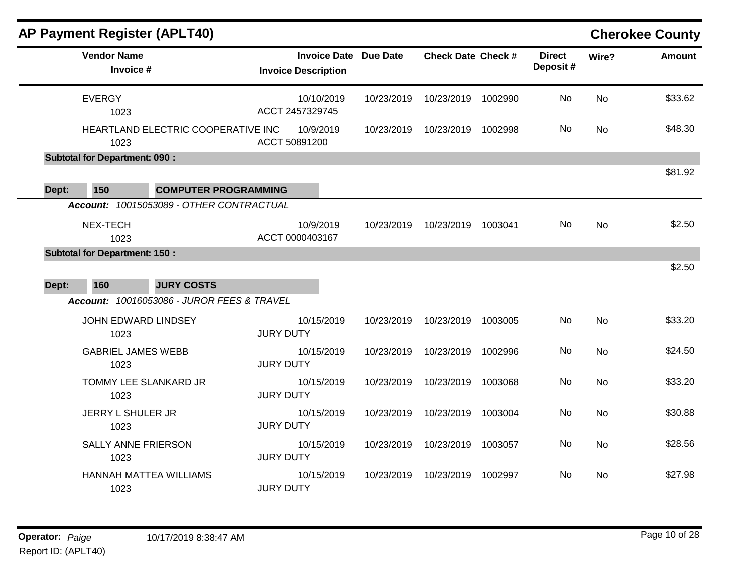## AP Payment Register (APLT40)

**Cherokee County**

| Vendor Name / Invoice # | Invoice Date / Invoice Description | Due Date | Check Date | Check # | Direct Deposit # | Wire? | Amount |
|---|---|---|---|---|---|---|---|
| EVERGY<br>1023 | 10/10/2019<br>ACCT 2457329745 | 10/23/2019 | 10/23/2019 | 1002990 | No | No | $33.62 |
| HEARTLAND ELECTRIC COOPERATIVE INC<br>1023 | 10/9/2019<br>ACCT 50891200 | 10/23/2019 | 10/23/2019 | 1002998 | No | No | $48.30 |
| **Subtotal for Department: 090 :** | | | | | | | $81.92 |

**Dept: 150 COMPUTER PROGRAMMING**

*Account: 10015053089 - OTHER CONTRACTUAL*

| Vendor Name / Invoice # | Invoice Date / Invoice Description | Due Date | Check Date | Check # | Direct Deposit # | Wire? | Amount |
|---|---|---|---|---|---|---|---|
| NEX-TECH<br>1023 | 10/9/2019<br>ACCT 0000403167 | 10/23/2019 | 10/23/2019 | 1003041 | No | No | $2.50 |
| **Subtotal for Department: 150 :** | | | | | | | $2.50 |

**Dept: 160 JURY COSTS**

*Account: 10016053086 - JUROR FEES & TRAVEL*

| Vendor Name / Invoice # | Invoice Date / Invoice Description | Due Date | Check Date | Check # | Direct Deposit # | Wire? | Amount |
|---|---|---|---|---|---|---|---|
| JOHN EDWARD LINDSEY<br>1023 | 10/15/2019<br>JURY DUTY | 10/23/2019 | 10/23/2019 | 1003005 | No | No | $33.20 |
| GABRIEL JAMES WEBB<br>1023 | 10/15/2019<br>JURY DUTY | 10/23/2019 | 10/23/2019 | 1002996 | No | No | $24.50 |
| TOMMY LEE SLANKARD JR<br>1023 | 10/15/2019<br>JURY DUTY | 10/23/2019 | 10/23/2019 | 1003068 | No | No | $33.20 |
| JERRY L SHULER JR<br>1023 | 10/15/2019<br>JURY DUTY | 10/23/2019 | 10/23/2019 | 1003004 | No | No | $30.88 |
| SALLY ANNE FRIERSON<br>1023 | 10/15/2019<br>JURY DUTY | 10/23/2019 | 10/23/2019 | 1003057 | No | No | $28.56 |
| HANNAH MATTEA WILLIAMS<br>1023 | 10/15/2019<br>JURY DUTY | 10/23/2019 | 10/23/2019 | 1002997 | No | No | $27.98 |

**Operator:** *Paige* 10/17/2019 8:38:47 AM

Report ID: (APLT40)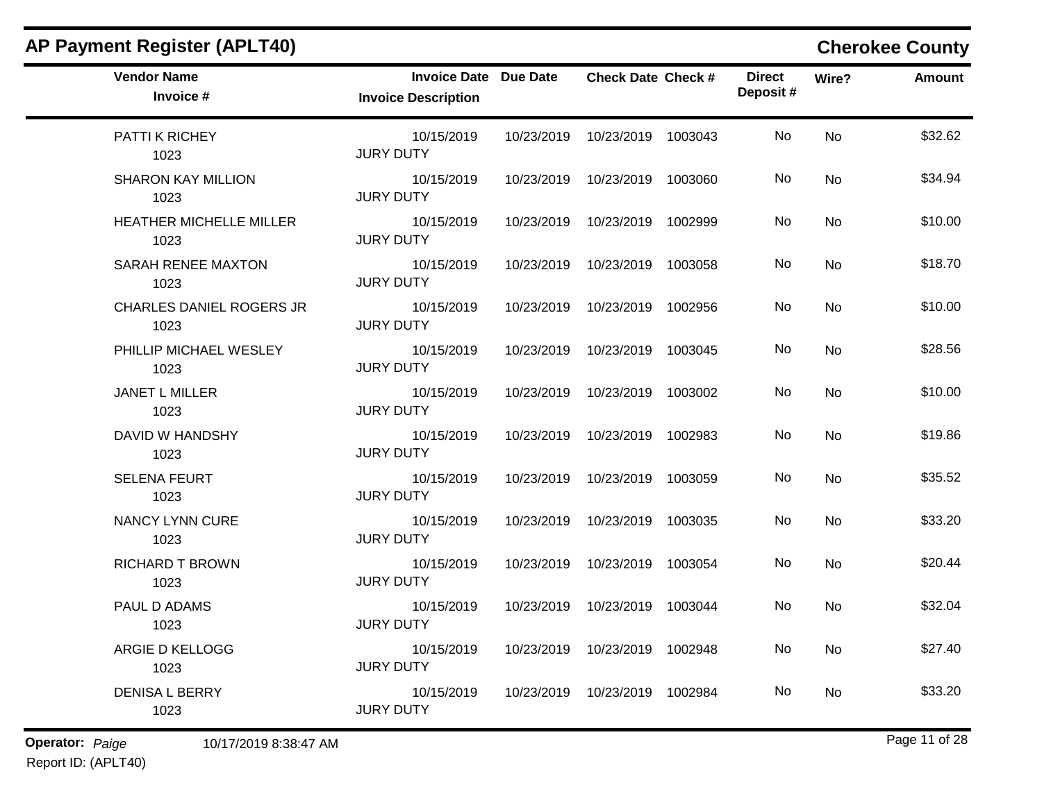## AP Payment Register (APLT40)

**Cherokee County**

| Vendor Name / Invoice # | Invoice Date / Invoice Description | Due Date | Check Date | Check # | Direct Deposit # | Wire? | Amount |
|---|---|---|---|---|---|---|---|
| PATTI K RICHEY<br>1023 | 10/15/2019<br>JURY DUTY | 10/23/2019 | 10/23/2019 | 1003043 | No | No | $32.62 |
| SHARON KAY MILLION<br>1023 | 10/15/2019<br>JURY DUTY | 10/23/2019 | 10/23/2019 | 1003060 | No | No | $34.94 |
| HEATHER MICHELLE MILLER<br>1023 | 10/15/2019<br>JURY DUTY | 10/23/2019 | 10/23/2019 | 1002999 | No | No | $10.00 |
| SARAH RENEE MAXTON<br>1023 | 10/15/2019<br>JURY DUTY | 10/23/2019 | 10/23/2019 | 1003058 | No | No | $18.70 |
| CHARLES DANIEL ROGERS JR<br>1023 | 10/15/2019<br>JURY DUTY | 10/23/2019 | 10/23/2019 | 1002956 | No | No | $10.00 |
| PHILLIP MICHAEL WESLEY<br>1023 | 10/15/2019<br>JURY DUTY | 10/23/2019 | 10/23/2019 | 1003045 | No | No | $28.56 |
| JANET L MILLER<br>1023 | 10/15/2019<br>JURY DUTY | 10/23/2019 | 10/23/2019 | 1003002 | No | No | $10.00 |
| DAVID W HANDSHY<br>1023 | 10/15/2019<br>JURY DUTY | 10/23/2019 | 10/23/2019 | 1002983 | No | No | $19.86 |
| SELENA FEURT<br>1023 | 10/15/2019<br>JURY DUTY | 10/23/2019 | 10/23/2019 | 1003059 | No | No | $35.52 |
| NANCY LYNN CURE<br>1023 | 10/15/2019<br>JURY DUTY | 10/23/2019 | 10/23/2019 | 1003035 | No | No | $33.20 |
| RICHARD T BROWN<br>1023 | 10/15/2019<br>JURY DUTY | 10/23/2019 | 10/23/2019 | 1003054 | No | No | $20.44 |
| PAUL D ADAMS<br>1023 | 10/15/2019<br>JURY DUTY | 10/23/2019 | 10/23/2019 | 1003044 | No | No | $32.04 |
| ARGIE D KELLOGG<br>1023 | 10/15/2019<br>JURY DUTY | 10/23/2019 | 10/23/2019 | 1002948 | No | No | $27.40 |
| DENISA L BERRY<br>1023 | 10/15/2019<br>JURY DUTY | 10/23/2019 | 10/23/2019 | 1002984 | No | No | $33.20 |

**Operator:** *Paige* 10/17/2019 8:38:47 AM

Report ID: (APLT40)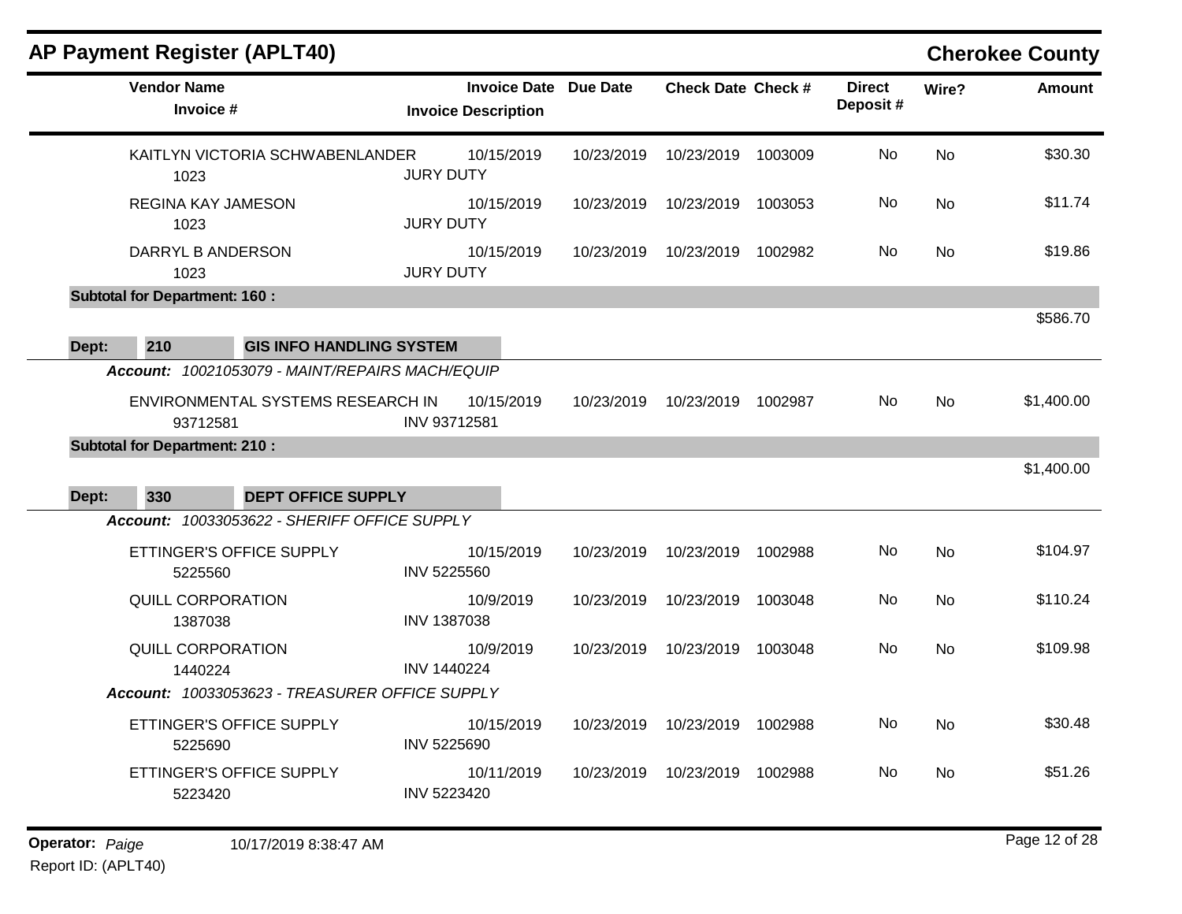## AP Payment Register (APLT40)

**Cherokee County**

| Vendor Name / Invoice # | Invoice Date / Invoice Description | Due Date | Check Date | Check # | Direct Deposit # | Wire? | Amount |
|---|---|---|---|---|---|---|---|
| KAITLYN VICTORIA SCHWABENLANDER 1023 | 10/15/2019 JURY DUTY | 10/23/2019 | 10/23/2019 | 1003009 | No | No | $30.30 |
| REGINA KAY JAMESON 1023 | 10/15/2019 JURY DUTY | 10/23/2019 | 10/23/2019 | 1003053 | No | No | $11.74 |
| DARRYL B ANDERSON 1023 | 10/15/2019 JURY DUTY | 10/23/2019 | 10/23/2019 | 1002982 | No | No | $19.86 |
| **Subtotal for Department: 160 :** | | | | | | | $586.70 |
| **Dept: 210 GIS INFO HANDLING SYSTEM** | | | | | | | |
| ***Account:** 10021053079 - MAINT/REPAIRS MACH/EQUIP* | | | | | | | |
| ENVIRONMENTAL SYSTEMS RESEARCH IN 93712581 | 10/15/2019 INV 93712581 | 10/23/2019 | 10/23/2019 | 1002987 | No | No | $1,400.00 |
| **Subtotal for Department: 210 :** | | | | | | | $1,400.00 |
| **Dept: 330 DEPT OFFICE SUPPLY** | | | | | | | |
| ***Account:** 10033053622 - SHERIFF OFFICE SUPPLY* | | | | | | | |
| ETTINGER'S OFFICE SUPPLY 5225560 | 10/15/2019 INV 5225560 | 10/23/2019 | 10/23/2019 | 1002988 | No | No | $104.97 |
| QUILL CORPORATION 1387038 | 10/9/2019 INV 1387038 | 10/23/2019 | 10/23/2019 | 1003048 | No | No | $110.24 |
| QUILL CORPORATION 1440224 | 10/9/2019 INV 1440224 | 10/23/2019 | 10/23/2019 | 1003048 | No | No | $109.98 |
| ***Account:** 10033053623 - TREASURER OFFICE SUPPLY* | | | | | | | |
| ETTINGER'S OFFICE SUPPLY 5225690 | 10/15/2019 INV 5225690 | 10/23/2019 | 10/23/2019 | 1002988 | No | No | $30.48 |
| ETTINGER'S OFFICE SUPPLY 5223420 | 10/11/2019 INV 5223420 | 10/23/2019 | 10/23/2019 | 1002988 | No | No | $51.26 |

**Operator:** *Paige* 10/17/2019 8:38:47 AM

Report ID: (APLT40)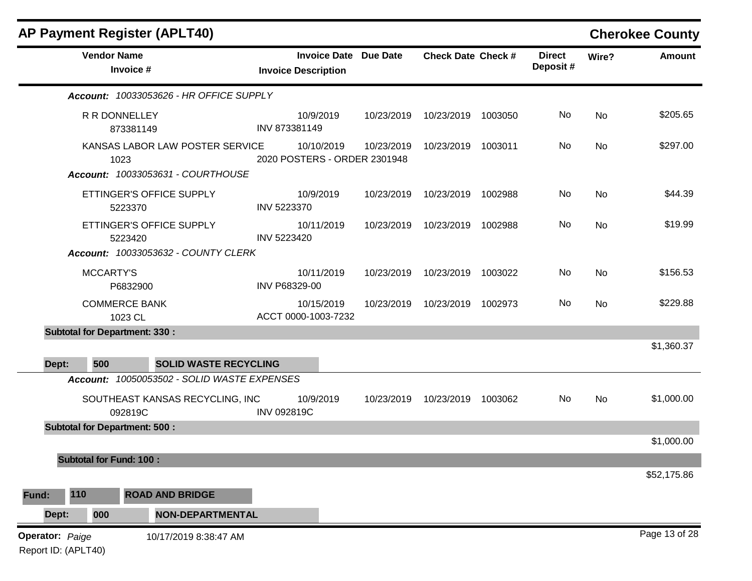# AP Payment Register (APLT40)

## Cherokee County

| Vendor Name / Invoice # | Invoice Date / Invoice Description | Due Date | Check Date | Check # | Direct Deposit # | Wire? | Amount |
|---|---|---|---|---|---|---|---|
| ***Account:** 10033053626 - HR OFFICE SUPPLY* | | | | | | | |
| R R DONNELLEY<br>873381149 | 10/9/2019<br>INV 873381149 | 10/23/2019 | 10/23/2019 | 1003050 | No | No | $205.65 |
| KANSAS LABOR LAW POSTER SERVICE<br>1023 | 10/10/2019<br>2020 POSTERS - ORDER 2301948 | 10/23/2019 | 10/23/2019 | 1003011 | No | No | $297.00 |
| ***Account:** 10033053631 - COURTHOUSE* | | | | | | | |
| ETTINGER'S OFFICE SUPPLY<br>5223370 | 10/9/2019<br>INV 5223370 | 10/23/2019 | 10/23/2019 | 1002988 | No | No | $44.39 |
| ETTINGER'S OFFICE SUPPLY<br>5223420 | 10/11/2019<br>INV 5223420 | 10/23/2019 | 10/23/2019 | 1002988 | No | No | $19.99 |
| ***Account:** 10033053632 - COUNTY CLERK* | | | | | | | |
| MCCARTY'S<br>P6832900 | 10/11/2019<br>INV P68329-00 | 10/23/2019 | 10/23/2019 | 1003022 | No | No | $156.53 |
| COMMERCE BANK<br>1023 CL | 10/15/2019<br>ACCT 0000-1003-7232 | 10/23/2019 | 10/23/2019 | 1002973 | No | No | $229.88 |
| **Subtotal for Department: 330 :** | | | | | | | $1,360.37 |
| **Dept: 500 SOLID WASTE RECYCLING** | | | | | | | |
| ***Account:** 10050053502 - SOLID WASTE EXPENSES* | | | | | | | |
| SOUTHEAST KANSAS RECYCLING, INC<br>092819C | 10/9/2019<br>INV 092819C | 10/23/2019 | 10/23/2019 | 1003062 | No | No | $1,000.00 |
| **Subtotal for Department: 500 :** | | | | | | | $1,000.00 |
| **Subtotal for Fund: 100 :** | | | | | | | $52,175.86 |
| **Fund: 110 ROAD AND BRIDGE** | | | | | | | |
| **Dept: 000 NON-DEPARTMENTAL** | | | | | | | |

**Operator:** *Paige* 10/17/2019 8:38:47 AM

Report ID: (APLT40)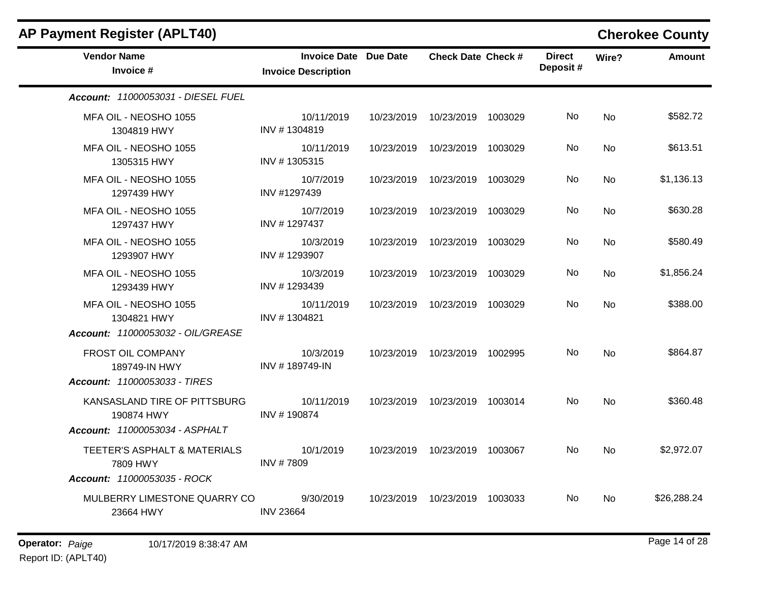## AP Payment Register (APLT40)

**Cherokee County**

| Vendor Name / Invoice # | Invoice Date / Invoice Description | Due Date | Check Date | Check # | Direct Deposit # | Wire? | Amount |
|---|---|---|---|---|---|---|---|
| ***Account: 11000053031 - DIESEL FUEL*** | | | | | | | |
| MFA OIL - NEOSHO 1055 1304819 HWY | 10/11/2019 INV # 1304819 | 10/23/2019 | 10/23/2019 | 1003029 | No | No | $582.72 |
| MFA OIL - NEOSHO 1055 1305315 HWY | 10/11/2019 INV # 1305315 | 10/23/2019 | 10/23/2019 | 1003029 | No | No | $613.51 |
| MFA OIL - NEOSHO 1055 1297439 HWY | 10/7/2019 INV #1297439 | 10/23/2019 | 10/23/2019 | 1003029 | No | No | $1,136.13 |
| MFA OIL - NEOSHO 1055 1297437 HWY | 10/7/2019 INV # 1297437 | 10/23/2019 | 10/23/2019 | 1003029 | No | No | $630.28 |
| MFA OIL - NEOSHO 1055 1293907 HWY | 10/3/2019 INV # 1293907 | 10/23/2019 | 10/23/2019 | 1003029 | No | No | $580.49 |
| MFA OIL - NEOSHO 1055 1293439 HWY | 10/3/2019 INV # 1293439 | 10/23/2019 | 10/23/2019 | 1003029 | No | No | $1,856.24 |
| MFA OIL - NEOSHO 1055 1304821 HWY | 10/11/2019 INV # 1304821 | 10/23/2019 | 10/23/2019 | 1003029 | No | No | $388.00 |
| ***Account: 11000053032 - OIL/GREASE*** | | | | | | | |
| FROST OIL COMPANY 189749-IN HWY | 10/3/2019 INV # 189749-IN | 10/23/2019 | 10/23/2019 | 1002995 | No | No | $864.87 |
| ***Account: 11000053033 - TIRES*** | | | | | | | |
| KANSASLAND TIRE OF PITTSBURG 190874 HWY | 10/11/2019 INV # 190874 | 10/23/2019 | 10/23/2019 | 1003014 | No | No | $360.48 |
| ***Account: 11000053034 - ASPHALT*** | | | | | | | |
| TEETER'S ASPHALT & MATERIALS 7809 HWY | 10/1/2019 INV # 7809 | 10/23/2019 | 10/23/2019 | 1003067 | No | No | $2,972.07 |
| ***Account: 11000053035 - ROCK*** | | | | | | | |
| MULBERRY LIMESTONE QUARRY CO 23664 HWY | 9/30/2019 INV 23664 | 10/23/2019 | 10/23/2019 | 1003033 | No | No | $26,288.24 |

**Operator:** *Paige* 10/17/2019 8:38:47 AM

Report ID: (APLT40)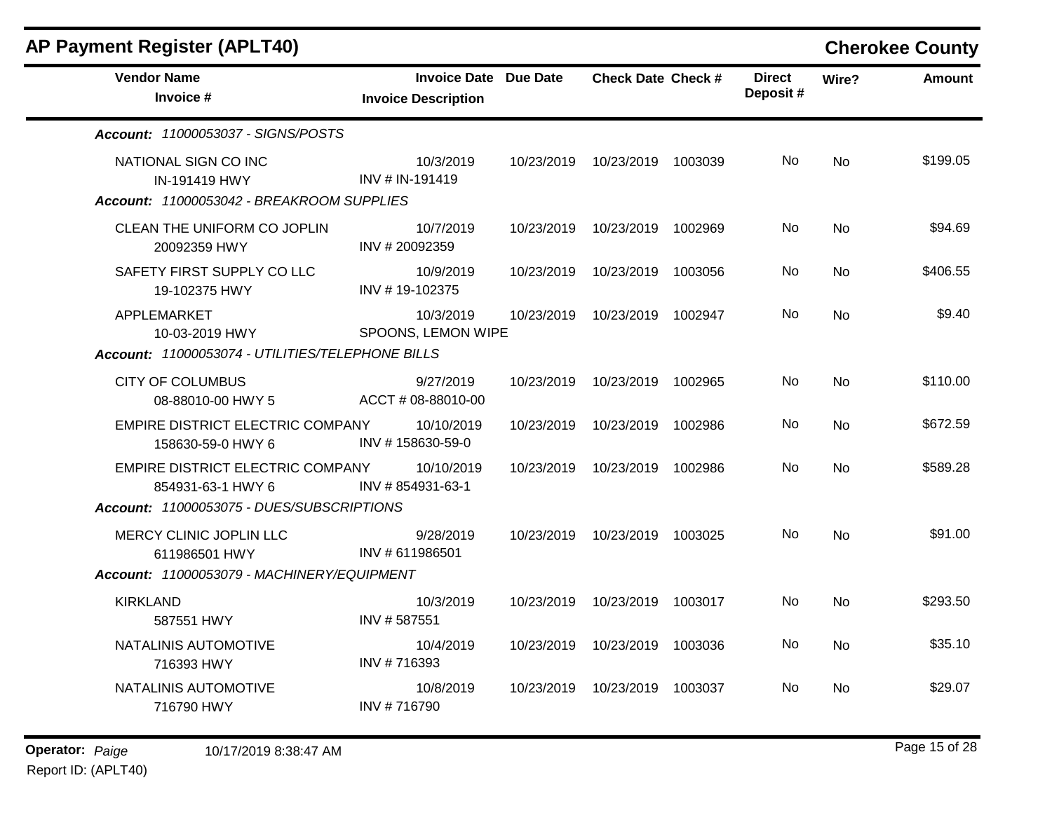## AP Payment Register (APLT40)

**Cherokee County**

| Vendor Name / Invoice # | Invoice Date / Invoice Description | Due Date | Check Date | Check # | Direct Deposit # | Wire? | Amount |
|---|---|---|---|---|---|---|---|
| ***Account: 11000053037 - SIGNS/POSTS*** | | | | | | | |
| NATIONAL SIGN CO INC<br>IN-191419 HWY | 10/3/2019<br>INV # IN-191419 | 10/23/2019 | 10/23/2019 | 1003039 | No | No | $199.05 |
| ***Account: 11000053042 - BREAKROOM SUPPLIES*** | | | | | | | |
| CLEAN THE UNIFORM CO JOPLIN<br>20092359 HWY | 10/7/2019<br>INV # 20092359 | 10/23/2019 | 10/23/2019 | 1002969 | No | No | $94.69 |
| SAFETY FIRST SUPPLY CO LLC<br>19-102375 HWY | 10/9/2019<br>INV # 19-102375 | 10/23/2019 | 10/23/2019 | 1003056 | No | No | $406.55 |
| APPLEMARKET<br>10-03-2019 HWY | 10/3/2019<br>SPOONS, LEMON WIPE | 10/23/2019 | 10/23/2019 | 1002947 | No | No | $9.40 |
| ***Account: 11000053074 - UTILITIES/TELEPHONE BILLS*** | | | | | | | |
| CITY OF COLUMBUS<br>08-88010-00 HWY 5 | 9/27/2019<br>ACCT # 08-88010-00 | 10/23/2019 | 10/23/2019 | 1002965 | No | No | $110.00 |
| EMPIRE DISTRICT ELECTRIC COMPANY<br>158630-59-0 HWY 6 | 10/10/2019<br>INV # 158630-59-0 | 10/23/2019 | 10/23/2019 | 1002986 | No | No | $672.59 |
| EMPIRE DISTRICT ELECTRIC COMPANY<br>854931-63-1 HWY 6 | 10/10/2019<br>INV # 854931-63-1 | 10/23/2019 | 10/23/2019 | 1002986 | No | No | $589.28 |
| ***Account: 11000053075 - DUES/SUBSCRIPTIONS*** | | | | | | | |
| MERCY CLINIC JOPLIN LLC<br>611986501 HWY | 9/28/2019<br>INV # 611986501 | 10/23/2019 | 10/23/2019 | 1003025 | No | No | $91.00 |
| ***Account: 11000053079 - MACHINERY/EQUIPMENT*** | | | | | | | |
| KIRKLAND<br>587551 HWY | 10/3/2019<br>INV # 587551 | 10/23/2019 | 10/23/2019 | 1003017 | No | No | $293.50 |
| NATALINIS AUTOMOTIVE<br>716393 HWY | 10/4/2019<br>INV # 716393 | 10/23/2019 | 10/23/2019 | 1003036 | No | No | $35.10 |
| NATALINIS AUTOMOTIVE<br>716790 HWY | 10/8/2019<br>INV # 716790 | 10/23/2019 | 10/23/2019 | 1003037 | No | No | $29.07 |

**Operator:** *Paige* 10/17/2019 8:38:47 AM

Report ID: (APLT40)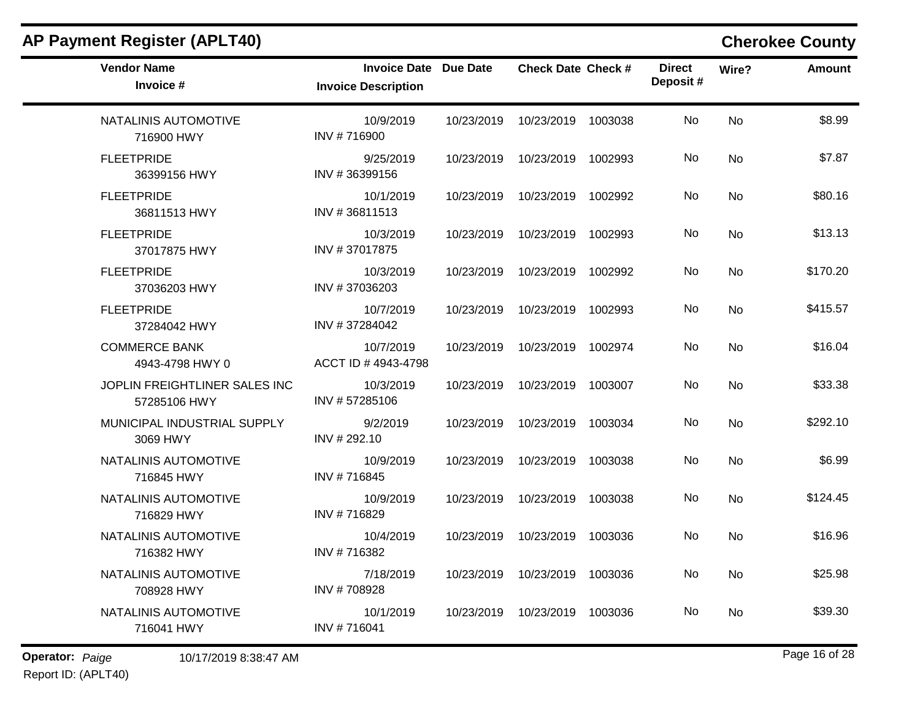## AP Payment Register (APLT40)

**Cherokee County**

| Vendor Name / Invoice # | Invoice Date / Invoice Description | Due Date | Check Date | Check # | Direct Deposit # | Wire? | Amount |
|---|---|---|---|---|---|---|---|
| NATALINIS AUTOMOTIVE<br>716900 HWY | 10/9/2019<br>INV # 716900 | 10/23/2019 | 10/23/2019 | 1003038 | No | No | $8.99 |
| FLEETPRIDE<br>36399156 HWY | 9/25/2019<br>INV # 36399156 | 10/23/2019 | 10/23/2019 | 1002993 | No | No | $7.87 |
| FLEETPRIDE<br>36811513 HWY | 10/1/2019<br>INV # 36811513 | 10/23/2019 | 10/23/2019 | 1002992 | No | No | $80.16 |
| FLEETPRIDE<br>37017875 HWY | 10/3/2019<br>INV # 37017875 | 10/23/2019 | 10/23/2019 | 1002993 | No | No | $13.13 |
| FLEETPRIDE<br>37036203 HWY | 10/3/2019<br>INV # 37036203 | 10/23/2019 | 10/23/2019 | 1002992 | No | No | $170.20 |
| FLEETPRIDE<br>37284042 HWY | 10/7/2019<br>INV # 37284042 | 10/23/2019 | 10/23/2019 | 1002993 | No | No | $415.57 |
| COMMERCE BANK<br>4943-4798 HWY 0 | 10/7/2019<br>ACCT ID # 4943-4798 | 10/23/2019 | 10/23/2019 | 1002974 | No | No | $16.04 |
| JOPLIN FREIGHTLINER SALES INC<br>57285106 HWY | 10/3/2019<br>INV # 57285106 | 10/23/2019 | 10/23/2019 | 1003007 | No | No | $33.38 |
| MUNICIPAL INDUSTRIAL SUPPLY<br>3069 HWY | 9/2/2019<br>INV # 292.10 | 10/23/2019 | 10/23/2019 | 1003034 | No | No | $292.10 |
| NATALINIS AUTOMOTIVE<br>716845 HWY | 10/9/2019<br>INV # 716845 | 10/23/2019 | 10/23/2019 | 1003038 | No | No | $6.99 |
| NATALINIS AUTOMOTIVE<br>716829 HWY | 10/9/2019<br>INV # 716829 | 10/23/2019 | 10/23/2019 | 1003038 | No | No | $124.45 |
| NATALINIS AUTOMOTIVE<br>716382 HWY | 10/4/2019<br>INV # 716382 | 10/23/2019 | 10/23/2019 | 1003036 | No | No | $16.96 |
| NATALINIS AUTOMOTIVE<br>708928 HWY | 7/18/2019<br>INV # 708928 | 10/23/2019 | 10/23/2019 | 1003036 | No | No | $25.98 |
| NATALINIS AUTOMOTIVE<br>716041 HWY | 10/1/2019<br>INV # 716041 | 10/23/2019 | 10/23/2019 | 1003036 | No | No | $39.30 |

**Operator:** *Paige* 10/17/2019 8:38:47 AM

Report ID: (APLT40)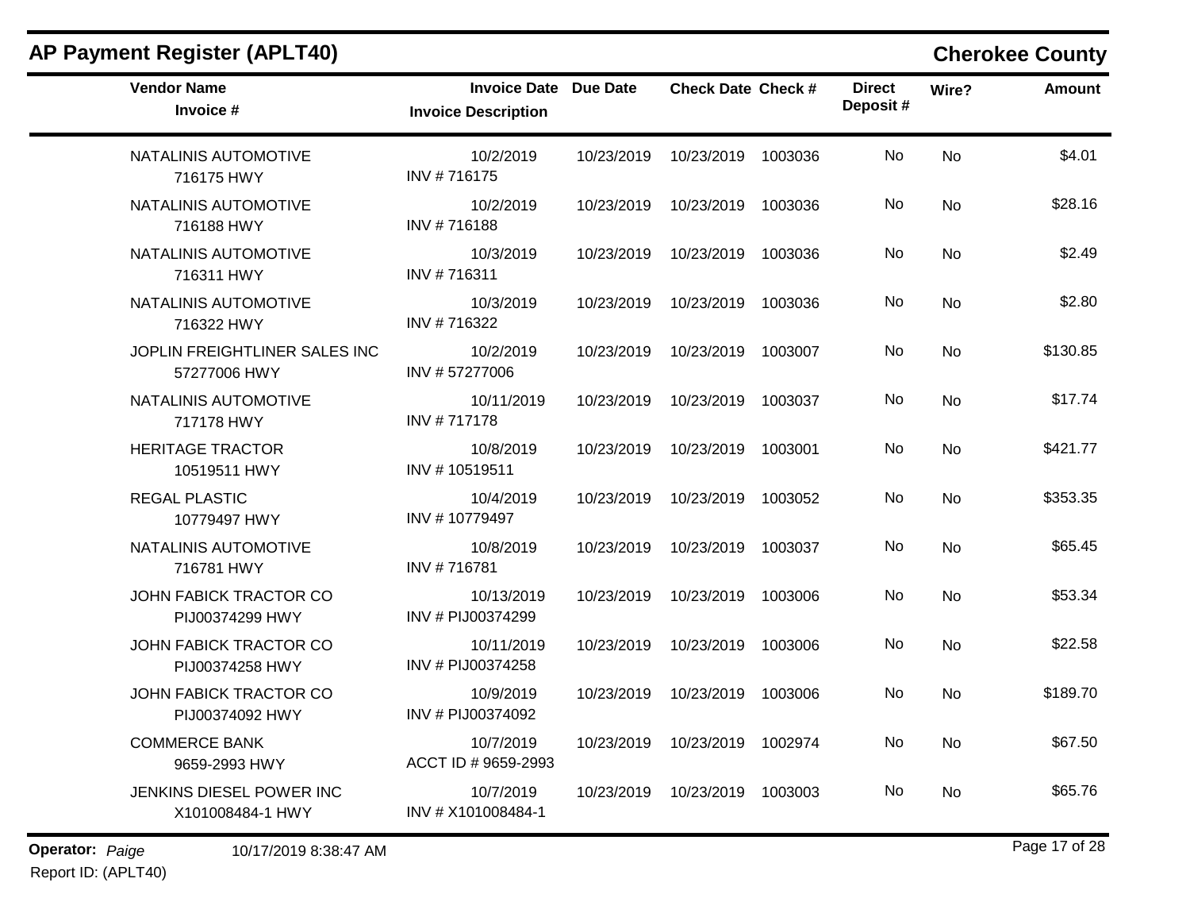## AP Payment Register (APLT40)

## Cherokee County

| Vendor Name / Invoice # | Invoice Date / Invoice Description | Due Date | Check Date | Check # | Direct Deposit # | Wire? | Amount |
|---|---|---|---|---|---|---|---|
| NATALINIS AUTOMOTIVE<br>716175 HWY | 10/2/2019<br>INV # 716175 | 10/23/2019 | 10/23/2019 | 1003036 | No | No | $4.01 |
| NATALINIS AUTOMOTIVE<br>716188 HWY | 10/2/2019<br>INV # 716188 | 10/23/2019 | 10/23/2019 | 1003036 | No | No | $28.16 |
| NATALINIS AUTOMOTIVE<br>716311 HWY | 10/3/2019<br>INV # 716311 | 10/23/2019 | 10/23/2019 | 1003036 | No | No | $2.49 |
| NATALINIS AUTOMOTIVE<br>716322 HWY | 10/3/2019<br>INV # 716322 | 10/23/2019 | 10/23/2019 | 1003036 | No | No | $2.80 |
| JOPLIN FREIGHTLINER SALES INC<br>57277006 HWY | 10/2/2019<br>INV # 57277006 | 10/23/2019 | 10/23/2019 | 1003007 | No | No | $130.85 |
| NATALINIS AUTOMOTIVE<br>717178 HWY | 10/11/2019<br>INV # 717178 | 10/23/2019 | 10/23/2019 | 1003037 | No | No | $17.74 |
| HERITAGE TRACTOR<br>10519511 HWY | 10/8/2019<br>INV # 10519511 | 10/23/2019 | 10/23/2019 | 1003001 | No | No | $421.77 |
| REGAL PLASTIC<br>10779497 HWY | 10/4/2019<br>INV # 10779497 | 10/23/2019 | 10/23/2019 | 1003052 | No | No | $353.35 |
| NATALINIS AUTOMOTIVE<br>716781 HWY | 10/8/2019<br>INV # 716781 | 10/23/2019 | 10/23/2019 | 1003037 | No | No | $65.45 |
| JOHN FABICK TRACTOR CO<br>PIJ00374299 HWY | 10/13/2019<br>INV # PIJ00374299 | 10/23/2019 | 10/23/2019 | 1003006 | No | No | $53.34 |
| JOHN FABICK TRACTOR CO<br>PIJ00374258 HWY | 10/11/2019<br>INV # PIJ00374258 | 10/23/2019 | 10/23/2019 | 1003006 | No | No | $22.58 |
| JOHN FABICK TRACTOR CO<br>PIJ00374092 HWY | 10/9/2019<br>INV # PIJ00374092 | 10/23/2019 | 10/23/2019 | 1003006 | No | No | $189.70 |
| COMMERCE BANK<br>9659-2993 HWY | 10/7/2019<br>ACCT ID # 9659-2993 | 10/23/2019 | 10/23/2019 | 1002974 | No | No | $67.50 |
| JENKINS DIESEL POWER INC<br>X101008484-1 HWY | 10/7/2019<br>INV # X101008484-1 | 10/23/2019 | 10/23/2019 | 1003003 | No | No | $65.76 |

**Operator:** *Paige* 10/17/2019 8:38:47 AM

Report ID: (APLT40)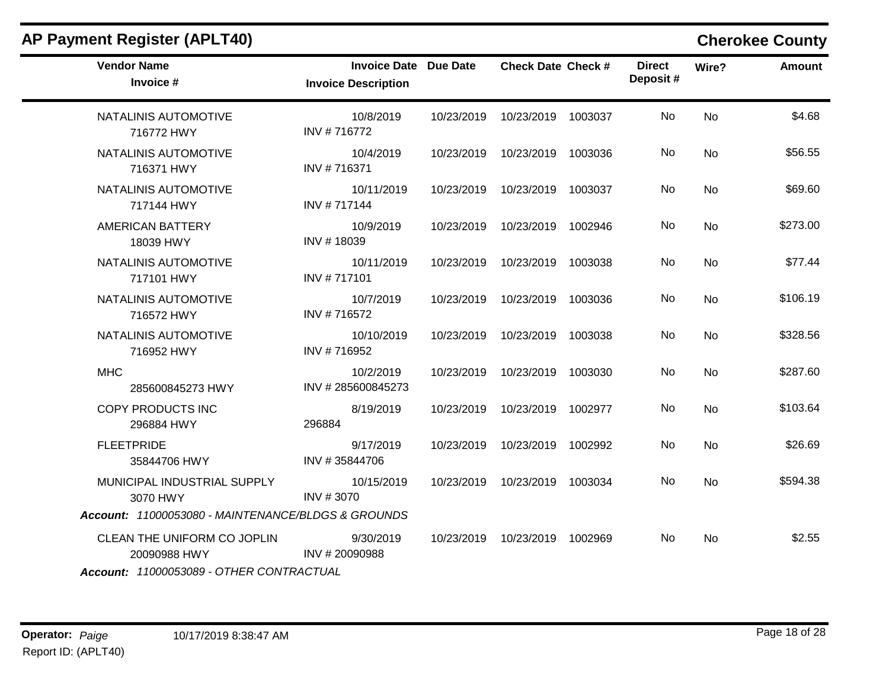## AP Payment Register (APLT40)

**Cherokee County**

| Vendor Name / Invoice # | Invoice Date / Invoice Description | Due Date | Check Date | Check # | Direct Deposit # | Wire? | Amount |
|---|---|---|---|---|---|---|---|
| NATALINIS AUTOMOTIVE<br>716772 HWY | 10/8/2019<br>INV # 716772 | 10/23/2019 | 10/23/2019 | 1003037 | No | No | $4.68 |
| NATALINIS AUTOMOTIVE<br>716371 HWY | 10/4/2019<br>INV # 716371 | 10/23/2019 | 10/23/2019 | 1003036 | No | No | $56.55 |
| NATALINIS AUTOMOTIVE<br>717144 HWY | 10/11/2019<br>INV # 717144 | 10/23/2019 | 10/23/2019 | 1003037 | No | No | $69.60 |
| AMERICAN BATTERY<br>18039 HWY | 10/9/2019<br>INV # 18039 | 10/23/2019 | 10/23/2019 | 1002946 | No | No | $273.00 |
| NATALINIS AUTOMOTIVE<br>717101 HWY | 10/11/2019<br>INV # 717101 | 10/23/2019 | 10/23/2019 | 1003038 | No | No | $77.44 |
| NATALINIS AUTOMOTIVE<br>716572 HWY | 10/7/2019<br>INV # 716572 | 10/23/2019 | 10/23/2019 | 1003036 | No | No | $106.19 |
| NATALINIS AUTOMOTIVE<br>716952 HWY | 10/10/2019<br>INV # 716952 | 10/23/2019 | 10/23/2019 | 1003038 | No | No | $328.56 |
| MHC<br>285600845273 HWY | 10/2/2019<br>INV # 285600845273 | 10/23/2019 | 10/23/2019 | 1003030 | No | No | $287.60 |
| COPY PRODUCTS INC<br>296884 HWY | 8/19/2019<br>296884 | 10/23/2019 | 10/23/2019 | 1002977 | No | No | $103.64 |
| FLEETPRIDE<br>35844706 HWY | 9/17/2019<br>INV # 35844706 | 10/23/2019 | 10/23/2019 | 1002992 | No | No | $26.69 |
| MUNICIPAL INDUSTRIAL SUPPLY<br>3070 HWY | 10/15/2019<br>INV # 3070 | 10/23/2019 | 10/23/2019 | 1003034 | No | No | $594.38 |

***Account:*** *11000053080 - MAINTENANCE/BLDGS & GROUNDS*

| Vendor Name / Invoice # | Invoice Date / Invoice Description | Due Date | Check Date | Check # | Direct Deposit # | Wire? | Amount |
|---|---|---|---|---|---|---|---|
| CLEAN THE UNIFORM CO JOPLIN<br>20090988 HWY | 9/30/2019<br>INV # 20090988 | 10/23/2019 | 10/23/2019 | 1002969 | No | No | $2.55 |

***Account:*** *11000053089 - OTHER CONTRACTUAL*

**Operator:** *Paige* 10/17/2019 8:38:47 AM

Report ID: (APLT40)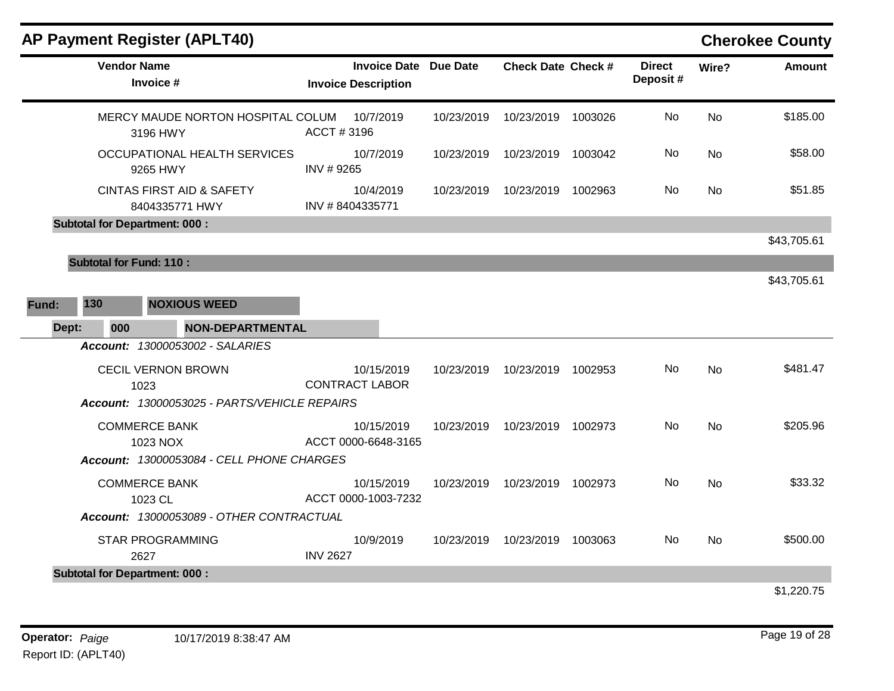## AP Payment Register (APLT40)

**Cherokee County**

| Vendor Name / Invoice # | Invoice Date / Invoice Description | Due Date | Check Date | Check # | Direct Deposit # | Wire? | Amount |
|---|---|---|---|---|---|---|---|
| MERCY MAUDE NORTON HOSPITAL COLUM<br>3196 HWY | 10/7/2019<br>ACCT # 3196 | 10/23/2019 | 10/23/2019 | 1003026 | No | No | $185.00 |
| OCCUPATIONAL HEALTH SERVICES<br>9265 HWY | 10/7/2019<br>INV # 9265 | 10/23/2019 | 10/23/2019 | 1003042 | No | No | $58.00 |
| CINTAS FIRST AID & SAFETY<br>8404335771 HWY | 10/4/2019<br>INV # 8404335771 | 10/23/2019 | 10/23/2019 | 1002963 | No | No | $51.85 |
| **Subtotal for Department: 000 :** | | | | | | | $43,705.61 |
| **Subtotal for Fund: 110 :** | | | | | | | $43,705.61 |

**Fund: 130 NOXIOUS WEED**

**Dept: 000 NON-DEPARTMENTAL**

| Vendor Name / Invoice # | Invoice Date / Invoice Description | Due Date | Check Date | Check # | Direct Deposit # | Wire? | Amount |
|---|---|---|---|---|---|---|---|
| ***Account:*** *13000053002 - SALARIES* | | | | | | | |
| CECIL VERNON BROWN<br>1023 | 10/15/2019<br>CONTRACT LABOR | 10/23/2019 | 10/23/2019 | 1002953 | No | No | $481.47 |
| ***Account:*** *13000053025 - PARTS/VEHICLE REPAIRS* | | | | | | | |
| COMMERCE BANK<br>1023 NOX | 10/15/2019<br>ACCT 0000-6648-3165 | 10/23/2019 | 10/23/2019 | 1002973 | No | No | $205.96 |
| ***Account:*** *13000053084 - CELL PHONE CHARGES* | | | | | | | |
| COMMERCE BANK<br>1023 CL | 10/15/2019<br>ACCT 0000-1003-7232 | 10/23/2019 | 10/23/2019 | 1002973 | No | No | $33.32 |
| ***Account:*** *13000053089 - OTHER CONTRACTUAL* | | | | | | | |
| STAR PROGRAMMING<br>2627 | 10/9/2019<br>INV 2627 | 10/23/2019 | 10/23/2019 | 1003063 | No | No | $500.00 |
| **Subtotal for Department: 000 :** | | | | | | | $1,220.75 |

**Operator:** *Paige* 10/17/2019 8:38:47 AM

Report ID: (APLT40)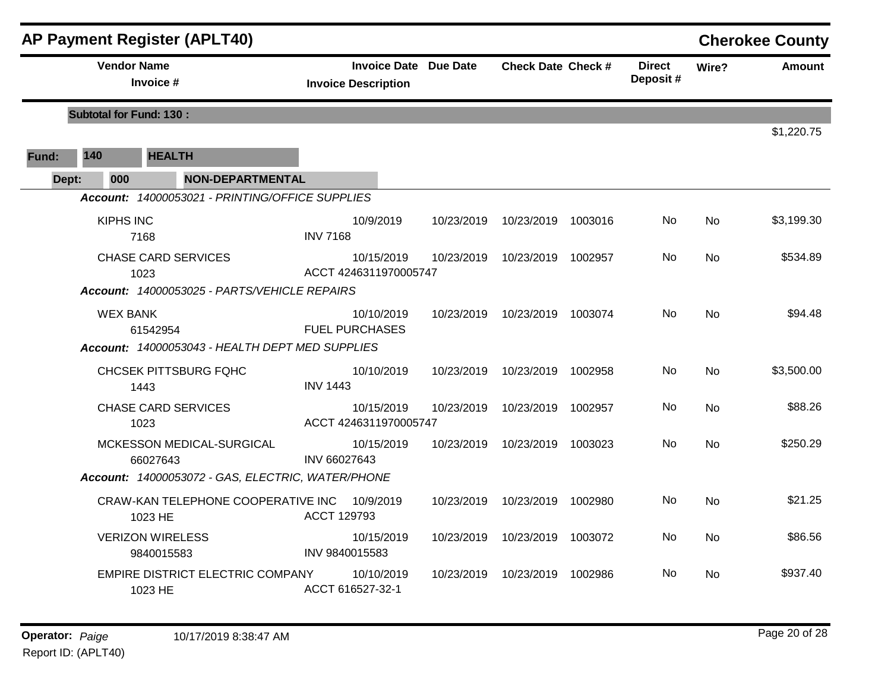## AP Payment Register (APLT40)

**Cherokee County**

| Vendor Name / Invoice # | Invoice Date / Invoice Description | Due Date | Check Date | Check # | Direct Deposit # | Wire? | Amount |
|---|---|---|---|---|---|---|---|
| **Subtotal for Fund: 130 :** | | | | | | | $1,220.75 |

**Fund:** 140 **HEALTH**

**Dept:** 000 **NON-DEPARTMENTAL**

***Account:*** *14000053021 - PRINTING/OFFICE SUPPLIES*

| Vendor Name / Invoice # | Invoice Date / Invoice Description | Due Date | Check Date | Check # | Direct Deposit # | Wire? | Amount |
|---|---|---|---|---|---|---|---|
| KIPHS INC<br>7168 | 10/9/2019<br>INV 7168 | 10/23/2019 | 10/23/2019 | 1003016 | No | No | $3,199.30 |
| CHASE CARD SERVICES<br>1023 | 10/15/2019<br>ACCT 4246311970005747 | 10/23/2019 | 10/23/2019 | 1002957 | No | No | $534.89 |

***Account:*** *14000053025 - PARTS/VEHICLE REPAIRS*

| Vendor Name / Invoice # | Invoice Date / Invoice Description | Due Date | Check Date | Check # | Direct Deposit # | Wire? | Amount |
|---|---|---|---|---|---|---|---|
| WEX BANK<br>61542954 | 10/10/2019<br>FUEL PURCHASES | 10/23/2019 | 10/23/2019 | 1003074 | No | No | $94.48 |

***Account:*** *14000053043 - HEALTH DEPT MED SUPPLIES*

| Vendor Name / Invoice # | Invoice Date / Invoice Description | Due Date | Check Date | Check # | Direct Deposit # | Wire? | Amount |
|---|---|---|---|---|---|---|---|
| CHCSEK PITTSBURG FQHC<br>1443 | 10/10/2019<br>INV 1443 | 10/23/2019 | 10/23/2019 | 1002958 | No | No | $3,500.00 |
| CHASE CARD SERVICES<br>1023 | 10/15/2019<br>ACCT 4246311970005747 | 10/23/2019 | 10/23/2019 | 1002957 | No | No | $88.26 |
| MCKESSON MEDICAL-SURGICAL<br>66027643 | 10/15/2019<br>INV 66027643 | 10/23/2019 | 10/23/2019 | 1003023 | No | No | $250.29 |

***Account:*** *14000053072 - GAS, ELECTRIC, WATER/PHONE*

| Vendor Name / Invoice # | Invoice Date / Invoice Description | Due Date | Check Date | Check # | Direct Deposit # | Wire? | Amount |
|---|---|---|---|---|---|---|---|
| CRAW-KAN TELEPHONE COOPERATIVE INC<br>1023 HE | 10/9/2019<br>ACCT 129793 | 10/23/2019 | 10/23/2019 | 1002980 | No | No | $21.25 |
| VERIZON WIRELESS<br>9840015583 | 10/15/2019<br>INV 9840015583 | 10/23/2019 | 10/23/2019 | 1003072 | No | No | $86.56 |
| EMPIRE DISTRICT ELECTRIC COMPANY<br>1023 HE | 10/10/2019<br>ACCT 616527-32-1 | 10/23/2019 | 10/23/2019 | 1002986 | No | No | $937.40 |

**Operator:** *Paige* 10/17/2019 8:38:47 AM

Report ID: (APLT40)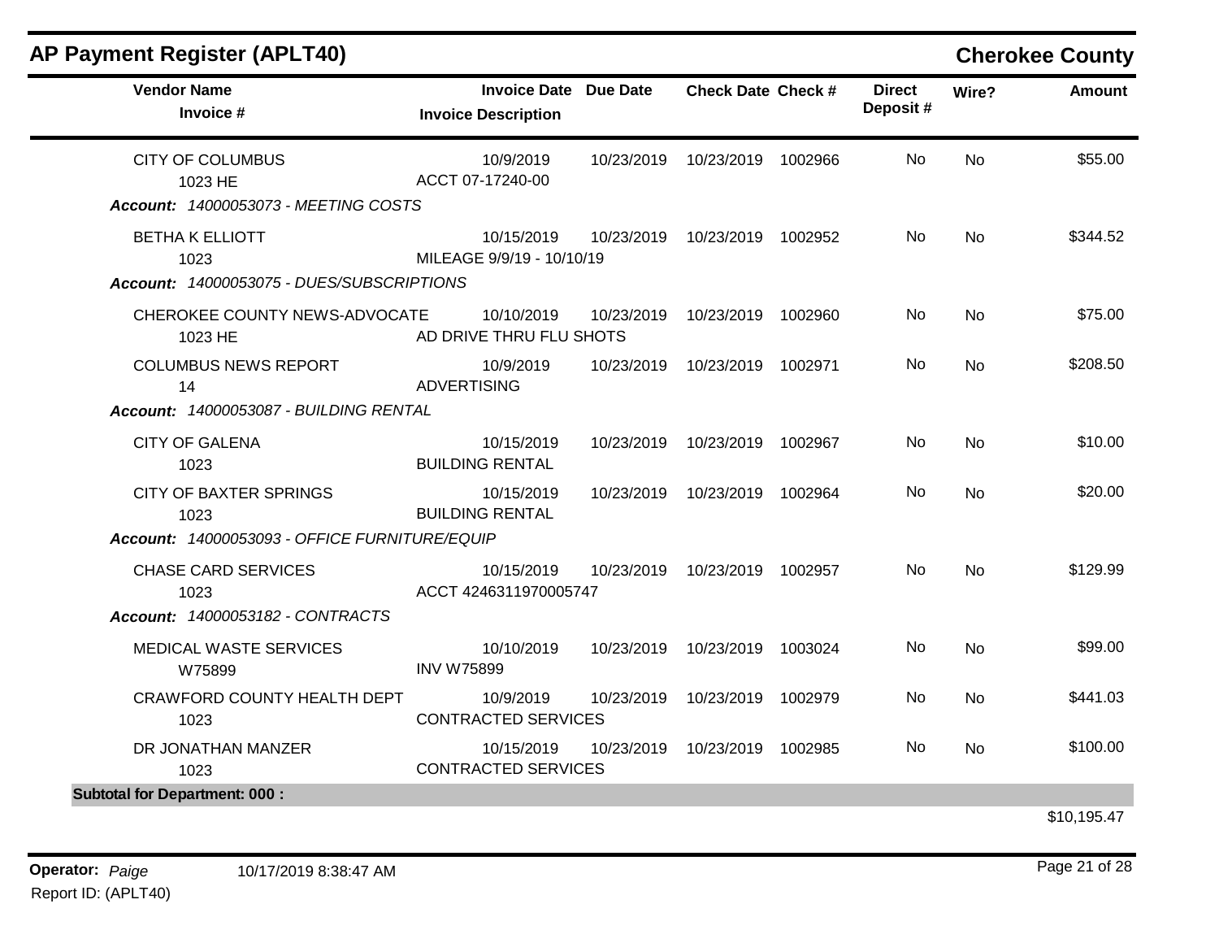## AP Payment Register (APLT40)

**Cherokee County**

| Vendor Name / Invoice # | Invoice Date / Invoice Description | Due Date | Check Date | Check # | Direct Deposit # | Wire? | Amount |
|---|---|---|---|---|---|---|---|
| CITY OF COLUMBUS<br>1023 HE | 10/9/2019<br>ACCT 07-17240-00 | 10/23/2019 | 10/23/2019 | 1002966 | No | No | $55.00 |
| ***Account: 14000053073 - MEETING COSTS*** | | | | | | | |
| BETHA K ELLIOTT<br>1023 | 10/15/2019<br>MILEAGE 9/9/19 - 10/10/19 | 10/23/2019 | 10/23/2019 | 1002952 | No | No | $344.52 |
| ***Account: 14000053075 - DUES/SUBSCRIPTIONS*** | | | | | | | |
| CHEROKEE COUNTY NEWS-ADVOCATE<br>1023 HE | 10/10/2019<br>AD DRIVE THRU FLU SHOTS | 10/23/2019 | 10/23/2019 | 1002960 | No | No | $75.00 |
| COLUMBUS NEWS REPORT<br>14 | 10/9/2019<br>ADVERTISING | 10/23/2019 | 10/23/2019 | 1002971 | No | No | $208.50 |
| ***Account: 14000053087 - BUILDING RENTAL*** | | | | | | | |
| CITY OF GALENA<br>1023 | 10/15/2019<br>BUILDING RENTAL | 10/23/2019 | 10/23/2019 | 1002967 | No | No | $10.00 |
| CITY OF BAXTER SPRINGS<br>1023 | 10/15/2019<br>BUILDING RENTAL | 10/23/2019 | 10/23/2019 | 1002964 | No | No | $20.00 |
| ***Account: 14000053093 - OFFICE FURNITURE/EQUIP*** | | | | | | | |
| CHASE CARD SERVICES<br>1023 | 10/15/2019<br>ACCT 4246311970005747 | 10/23/2019 | 10/23/2019 | 1002957 | No | No | $129.99 |
| ***Account: 14000053182 - CONTRACTS*** | | | | | | | |
| MEDICAL WASTE SERVICES<br>W75899 | 10/10/2019<br>INV W75899 | 10/23/2019 | 10/23/2019 | 1003024 | No | No | $99.00 |
| CRAWFORD COUNTY HEALTH DEPT<br>1023 | 10/9/2019<br>CONTRACTED SERVICES | 10/23/2019 | 10/23/2019 | 1002979 | No | No | $441.03 |
| DR JONATHAN MANZER<br>1023 | 10/15/2019<br>CONTRACTED SERVICES | 10/23/2019 | 10/23/2019 | 1002985 | No | No | $100.00 |
| **Subtotal for Department: 000 :** | | | | | | | $10,195.47 |

**Operator:** *Paige* 10/17/2019 8:38:47 AM

Report ID: (APLT40)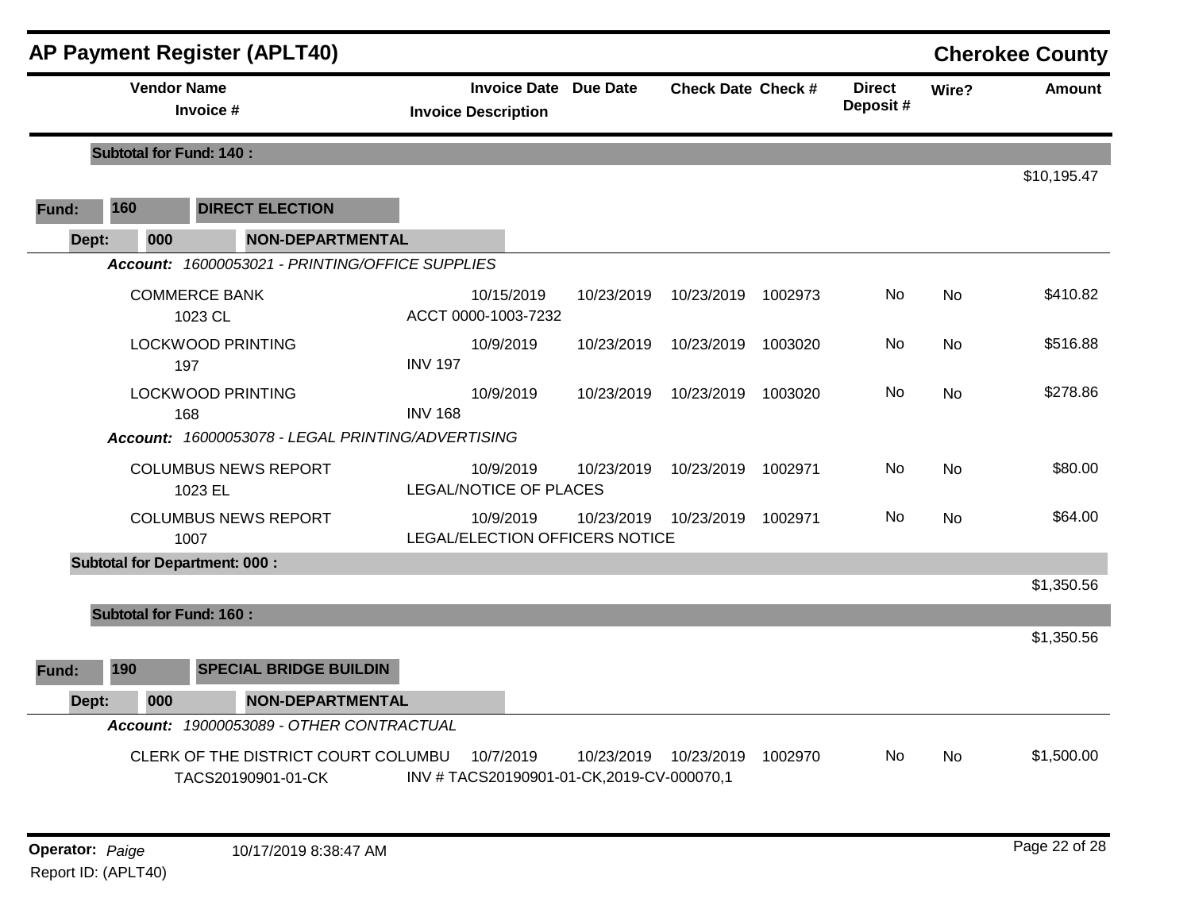## AP Payment Register (APLT40)

**Cherokee County**

| Vendor Name / Invoice # | Invoice Date / Invoice Description | Due Date | Check Date | Check # | Direct Deposit # | Wire? | Amount |
|---|---|---|---|---|---|---|---|
| **Subtotal for Fund: 140 :** | | | | | | | $10,195.47 |
| **Fund: 160 DIRECT ELECTION** | | | | | | | |
| **Dept: 000 NON-DEPARTMENTAL** | | | | | | | |
| ***Account: 16000053021 - PRINTING/OFFICE SUPPLIES*** | | | | | | | |
| COMMERCE BANK<br>1023 CL | 10/15/2019<br>ACCT 0000-1003-7232 | 10/23/2019 | 10/23/2019 | 1002973 | No | No | $410.82 |
| LOCKWOOD PRINTING<br>197 | 10/9/2019<br>INV 197 | 10/23/2019 | 10/23/2019 | 1003020 | No | No | $516.88 |
| LOCKWOOD PRINTING<br>168 | 10/9/2019<br>INV 168 | 10/23/2019 | 10/23/2019 | 1003020 | No | No | $278.86 |
| ***Account: 16000053078 - LEGAL PRINTING/ADVERTISING*** | | | | | | | |
| COLUMBUS NEWS REPORT<br>1023 EL | 10/9/2019<br>LEGAL/NOTICE OF PLACES | 10/23/2019 | 10/23/2019 | 1002971 | No | No | $80.00 |
| COLUMBUS NEWS REPORT<br>1007 | 10/9/2019<br>LEGAL/ELECTION OFFICERS NOTICE | 10/23/2019 | 10/23/2019 | 1002971 | No | No | $64.00 |
| **Subtotal for Department: 000 :** | | | | | | | $1,350.56 |
| **Subtotal for Fund: 160 :** | | | | | | | $1,350.56 |
| **Fund: 190 SPECIAL BRIDGE BUILDIN** | | | | | | | |
| **Dept: 000 NON-DEPARTMENTAL** | | | | | | | |
| ***Account: 19000053089 - OTHER CONTRACTUAL*** | | | | | | | |
| CLERK OF THE DISTRICT COURT COLUMBU<br>TACS20190901-01-CK | 10/7/2019<br>INV # TACS20190901-01-CK,2019-CV-000070,1 | 10/23/2019 | 10/23/2019 | 1002970 | No | No | $1,500.00 |

**Operator:** *Paige* 10/17/2019 8:38:47 AM

Report ID: (APLT40)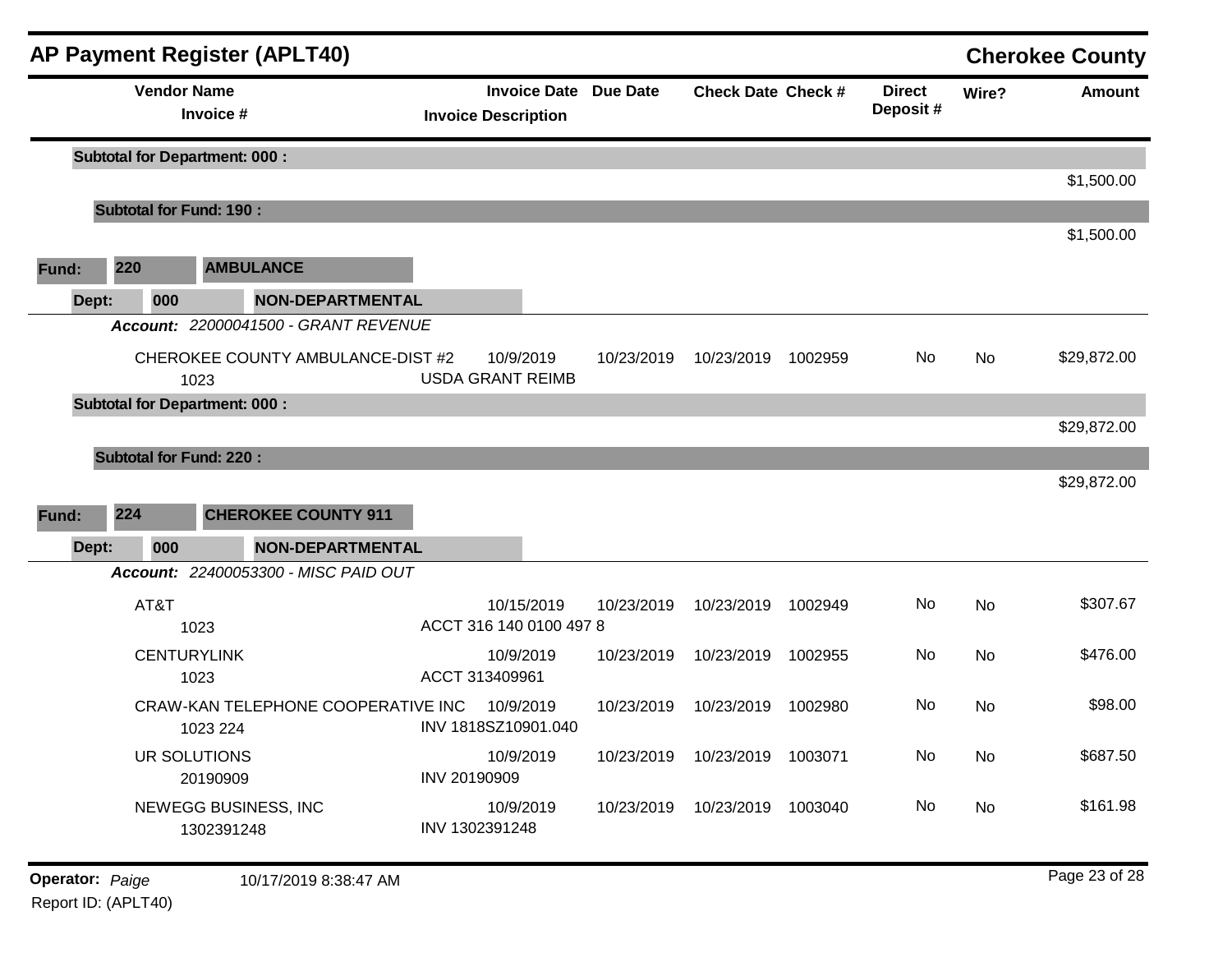# AP Payment Register (APLT40)

**Cherokee County**

| Vendor Name / Invoice # | Invoice Date / Invoice Description | Due Date | Check Date | Check # | Direct Deposit # | Wire? | Amount |
|---|---|---|---|---|---|---|---|
| **Subtotal for Department: 000 :** | | | | | | | $1,500.00 |
| **Subtotal for Fund: 190 :** | | | | | | | $1,500.00 |
| **Fund: 220 AMBULANCE** | | | | | | | |
| **Dept: 000 NON-DEPARTMENTAL** | | | | | | | |
| ***Account: 22000041500 - GRANT REVENUE*** | | | | | | | |
| CHEROKEE COUNTY AMBULANCE-DIST #2<br>1023 | 10/9/2019<br>USDA GRANT REIMB | 10/23/2019 | 10/23/2019 | 1002959 | No | No | $29,872.00 |
| **Subtotal for Department: 000 :** | | | | | | | $29,872.00 |
| **Subtotal for Fund: 220 :** | | | | | | | $29,872.00 |
| **Fund: 224 CHEROKEE COUNTY 911** | | | | | | | |
| **Dept: 000 NON-DEPARTMENTAL** | | | | | | | |
| ***Account: 22400053300 - MISC PAID OUT*** | | | | | | | |
| AT&T<br>1023 | 10/15/2019<br>ACCT 316 140 0100 497 8 | 10/23/2019 | 10/23/2019 | 1002949 | No | No | $307.67 |
| CENTURYLINK<br>1023 | 10/9/2019<br>ACCT 313409961 | 10/23/2019 | 10/23/2019 | 1002955 | No | No | $476.00 |
| CRAW-KAN TELEPHONE COOPERATIVE INC<br>1023 224 | 10/9/2019<br>INV 1818SZ10901.040 | 10/23/2019 | 10/23/2019 | 1002980 | No | No | $98.00 |
| UR SOLUTIONS<br>20190909 | 10/9/2019<br>INV 20190909 | 10/23/2019 | 10/23/2019 | 1003071 | No | No | $687.50 |
| NEWEGG BUSINESS, INC<br>1302391248 | 10/9/2019<br>INV 1302391248 | 10/23/2019 | 10/23/2019 | 1003040 | No | No | $161.98 |

**Operator:** *Paige* 10/17/2019 8:38:47 AM

Report ID: (APLT40)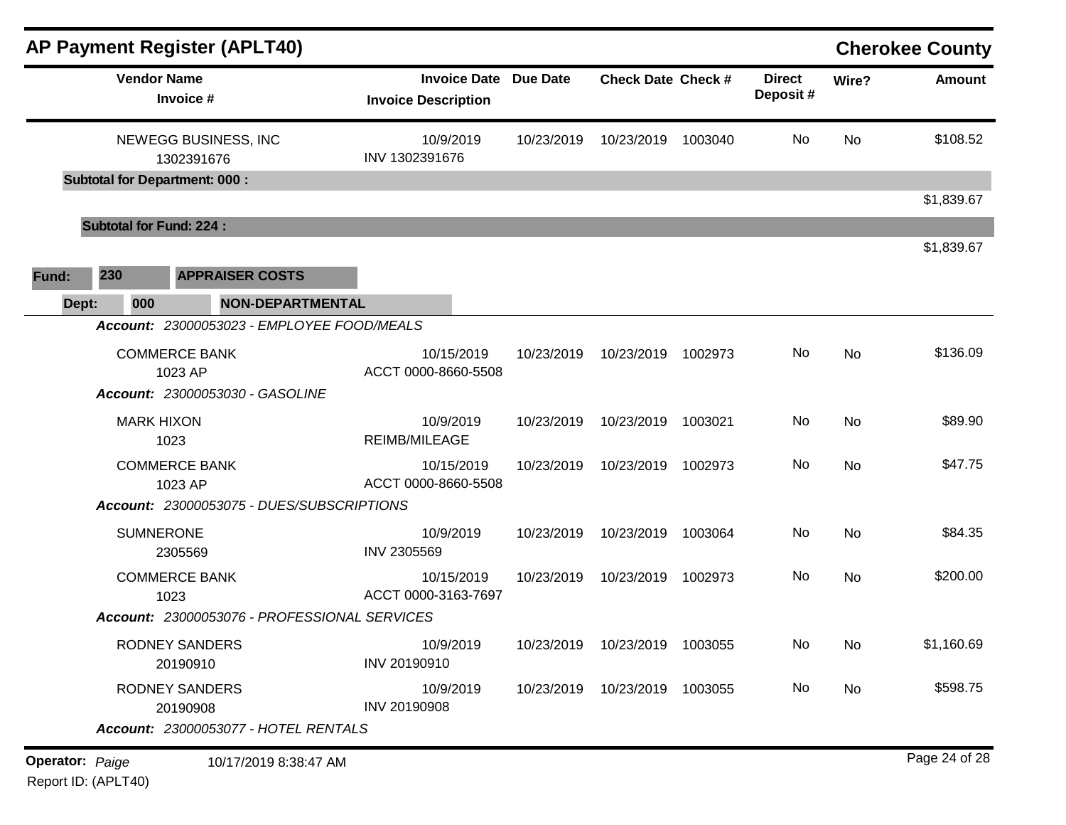## AP Payment Register (APLT40)

**Cherokee County**

| Vendor Name / Invoice # | Invoice Date / Invoice Description | Due Date | Check Date | Check # | Direct Deposit # | Wire? | Amount |
|---|---|---|---|---|---|---|---|
| NEWEGG BUSINESS, INC<br>1302391676 | 10/9/2019<br>INV 1302391676 | 10/23/2019 | 10/23/2019 | 1003040 | No | No | $108.52 |
| **Subtotal for Department: 000 :** | | | | | | | $1,839.67 |
| **Subtotal for Fund: 224 :** | | | | | | | $1,839.67 |

**Fund:** 230 **APPRAISER COSTS**

**Dept:** 000 **NON-DEPARTMENTAL**

| Vendor Name / Invoice # | Invoice Date / Invoice Description | Due Date | Check Date | Check # | Direct Deposit # | Wire? | Amount |
|---|---|---|---|---|---|---|---|
| ***Account:** 23000053023 - EMPLOYEE FOOD/MEALS* | | | | | | | |
| COMMERCE BANK<br>1023 AP | 10/15/2019<br>ACCT 0000-8660-5508 | 10/23/2019 | 10/23/2019 | 1002973 | No | No | $136.09 |
| ***Account:** 23000053030 - GASOLINE* | | | | | | | |
| MARK HIXON<br>1023 | 10/9/2019<br>REIMB/MILEAGE | 10/23/2019 | 10/23/2019 | 1003021 | No | No | $89.90 |
| COMMERCE BANK<br>1023 AP | 10/15/2019<br>ACCT 0000-8660-5508 | 10/23/2019 | 10/23/2019 | 1002973 | No | No | $47.75 |
| ***Account:** 23000053075 - DUES/SUBSCRIPTIONS* | | | | | | | |
| SUMNERONE<br>2305569 | 10/9/2019<br>INV 2305569 | 10/23/2019 | 10/23/2019 | 1003064 | No | No | $84.35 |
| COMMERCE BANK<br>1023 | 10/15/2019<br>ACCT 0000-3163-7697 | 10/23/2019 | 10/23/2019 | 1002973 | No | No | $200.00 |
| ***Account:** 23000053076 - PROFESSIONAL SERVICES* | | | | | | | |
| RODNEY SANDERS<br>20190910 | 10/9/2019<br>INV 20190910 | 10/23/2019 | 10/23/2019 | 1003055 | No | No | $1,160.69 |
| RODNEY SANDERS<br>20190908 | 10/9/2019<br>INV 20190908 | 10/23/2019 | 10/23/2019 | 1003055 | No | No | $598.75 |
| ***Account:** 23000053077 - HOTEL RENTALS* | | | | | | | |

**Operator:** *Paige* 10/17/2019 8:38:47 AM

Report ID: (APLT40)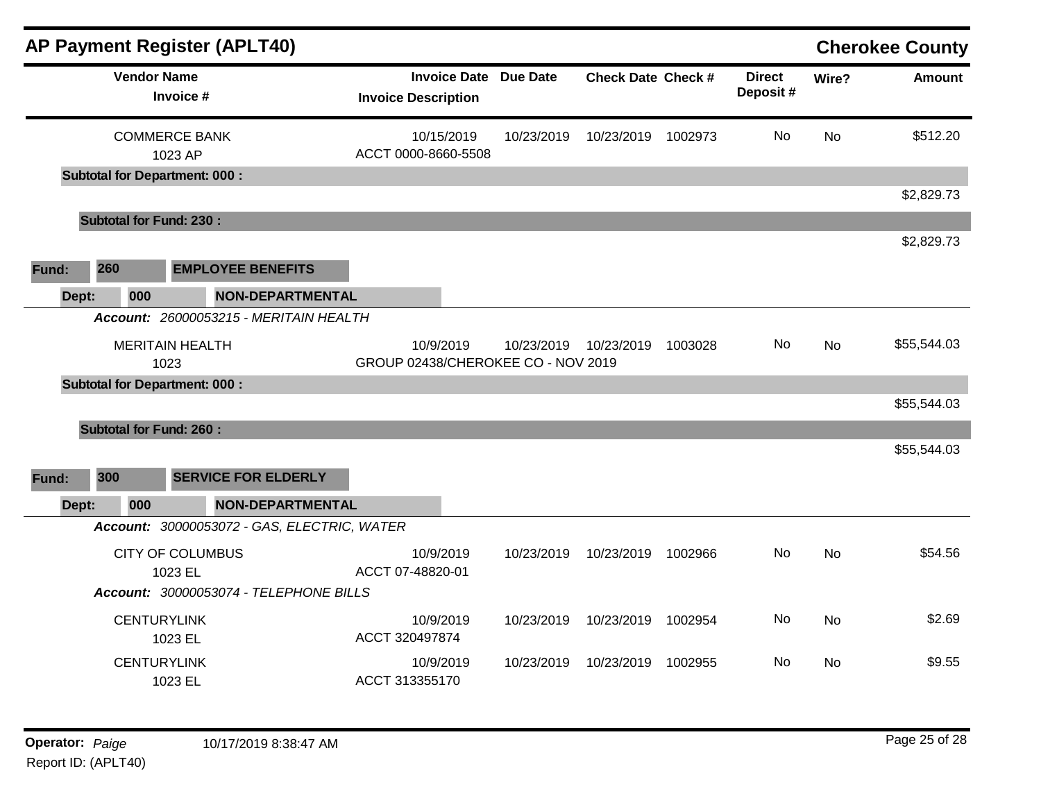# AP Payment Register (APLT40)

**Cherokee County**

| Vendor Name / Invoice # | Invoice Date / Invoice Description | Due Date | Check Date | Check # | Direct Deposit # | Wire? | Amount |
|---|---|---|---|---|---|---|---|
| COMMERCE BANK<br>1023 AP | 10/15/2019<br>ACCT 0000-8660-5508 | 10/23/2019 | 10/23/2019 | 1002973 | No | No | $512.20 |
| **Subtotal for Department: 000 :** | | | | | | | $2,829.73 |
| **Subtotal for Fund: 230 :** | | | | | | | $2,829.73 |

**Fund:** 260 **EMPLOYEE BENEFITS**

**Dept:** 000 **NON-DEPARTMENTAL**

***Account:*** *26000053215 - MERITAIN HEALTH*

| Vendor Name / Invoice # | Invoice Date / Invoice Description | Due Date | Check Date | Check # | Direct Deposit # | Wire? | Amount |
|---|---|---|---|---|---|---|---|
| MERITAIN HEALTH<br>1023 | 10/9/2019<br>GROUP 02438/CHEROKEE CO - NOV 2019 | 10/23/2019 | 10/23/2019 | 1003028 | No | No | $55,544.03 |
| **Subtotal for Department: 000 :** | | | | | | | $55,544.03 |
| **Subtotal for Fund: 260 :** | | | | | | | $55,544.03 |

**Fund:** 300 **SERVICE FOR ELDERLY**

**Dept:** 000 **NON-DEPARTMENTAL**

***Account:*** *30000053072 - GAS, ELECTRIC, WATER*

| Vendor Name / Invoice # | Invoice Date / Invoice Description | Due Date | Check Date | Check # | Direct Deposit # | Wire? | Amount |
|---|---|---|---|---|---|---|---|
| CITY OF COLUMBUS<br>1023 EL | 10/9/2019<br>ACCT 07-48820-01 | 10/23/2019 | 10/23/2019 | 1002966 | No | No | $54.56 |

***Account:*** *30000053074 - TELEPHONE BILLS*

| Vendor Name / Invoice # | Invoice Date / Invoice Description | Due Date | Check Date | Check # | Direct Deposit # | Wire? | Amount |
|---|---|---|---|---|---|---|---|
| CENTURYLINK<br>1023 EL | 10/9/2019<br>ACCT 320497874 | 10/23/2019 | 10/23/2019 | 1002954 | No | No | $2.69 |
| CENTURYLINK<br>1023 EL | 10/9/2019<br>ACCT 313355170 | 10/23/2019 | 10/23/2019 | 1002955 | No | No | $9.55 |

**Operator:** *Paige* 10/17/2019 8:38:47 AM

Report ID: (APLT40)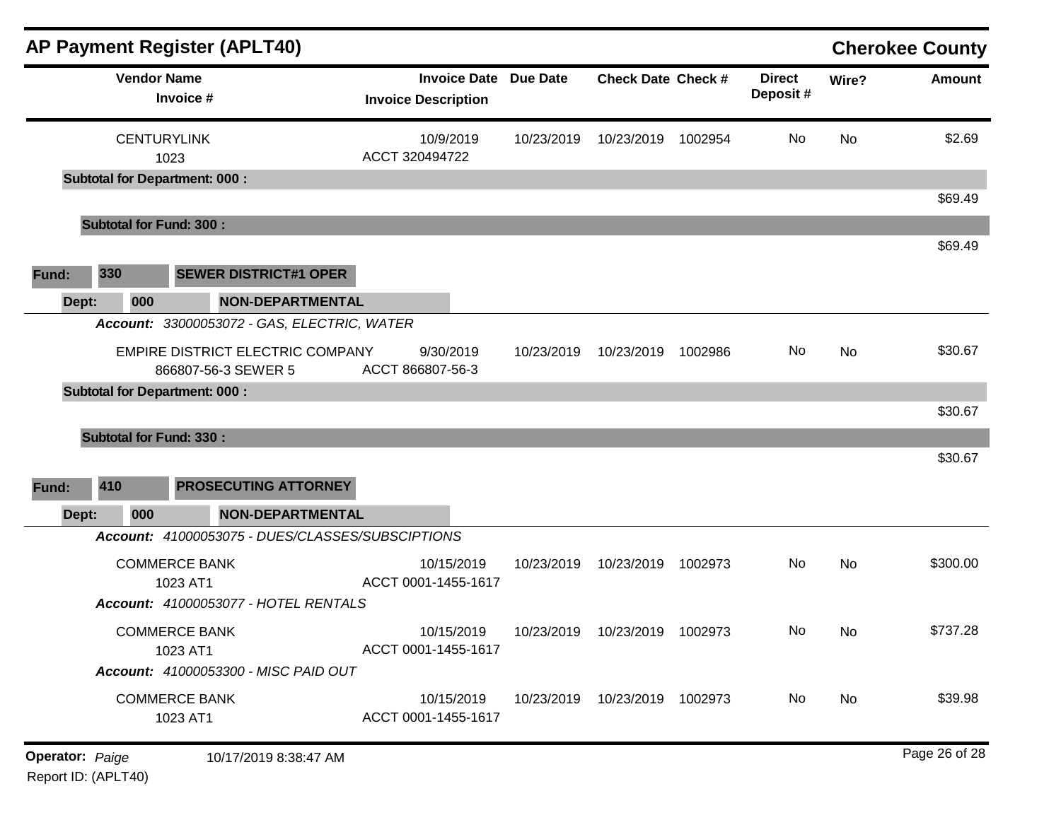# AP Payment Register (APLT40)

**Cherokee County**

| Vendor Name / Invoice # | Invoice Date / Invoice Description | Due Date | Check Date | Check # | Direct Deposit # | Wire? | Amount |
|---|---|---|---|---|---|---|---|
| CENTURYLINK<br>1023 | 10/9/2019<br>ACCT 320494722 | 10/23/2019 | 10/23/2019 | 1002954 | No | No | $2.69 |
| **Subtotal for Department: 000 :** | | | | | | | $69.49 |
| **Subtotal for Fund: 300 :** | | | | | | | $69.49 |

**Fund:** 330 **SEWER DISTRICT#1 OPER**

**Dept:** 000 **NON-DEPARTMENTAL**

***Account:*** *33000053072 - GAS, ELECTRIC, WATER*

| Vendor Name / Invoice # | Invoice Date / Invoice Description | Due Date | Check Date | Check # | Direct Deposit # | Wire? | Amount |
|---|---|---|---|---|---|---|---|
| EMPIRE DISTRICT ELECTRIC COMPANY<br>866807-56-3 SEWER 5 | 9/30/2019<br>ACCT 866807-56-3 | 10/23/2019 | 10/23/2019 | 1002986 | No | No | $30.67 |
| **Subtotal for Department: 000 :** | | | | | | | $30.67 |
| **Subtotal for Fund: 330 :** | | | | | | | $30.67 |

**Fund:** 410 **PROSECUTING ATTORNEY**

**Dept:** 000 **NON-DEPARTMENTAL**

| Vendor Name / Invoice # | Invoice Date / Invoice Description | Due Date | Check Date | Check # | Direct Deposit # | Wire? | Amount |
|---|---|---|---|---|---|---|---|
| ***Account:*** *41000053075 - DUES/CLASSES/SUBSCIPTIONS* | | | | | | | |
| COMMERCE BANK<br>1023 AT1 | 10/15/2019<br>ACCT 0001-1455-1617 | 10/23/2019 | 10/23/2019 | 1002973 | No | No | $300.00 |
| ***Account:*** *41000053077 - HOTEL RENTALS* | | | | | | | |
| COMMERCE BANK<br>1023 AT1 | 10/15/2019<br>ACCT 0001-1455-1617 | 10/23/2019 | 10/23/2019 | 1002973 | No | No | $737.28 |
| ***Account:*** *41000053300 - MISC PAID OUT* | | | | | | | |
| COMMERCE BANK<br>1023 AT1 | 10/15/2019<br>ACCT 0001-1455-1617 | 10/23/2019 | 10/23/2019 | 1002973 | No | No | $39.98 |

**Operator:** *Paige* 10/17/2019 8:38:47 AM

Report ID: (APLT40)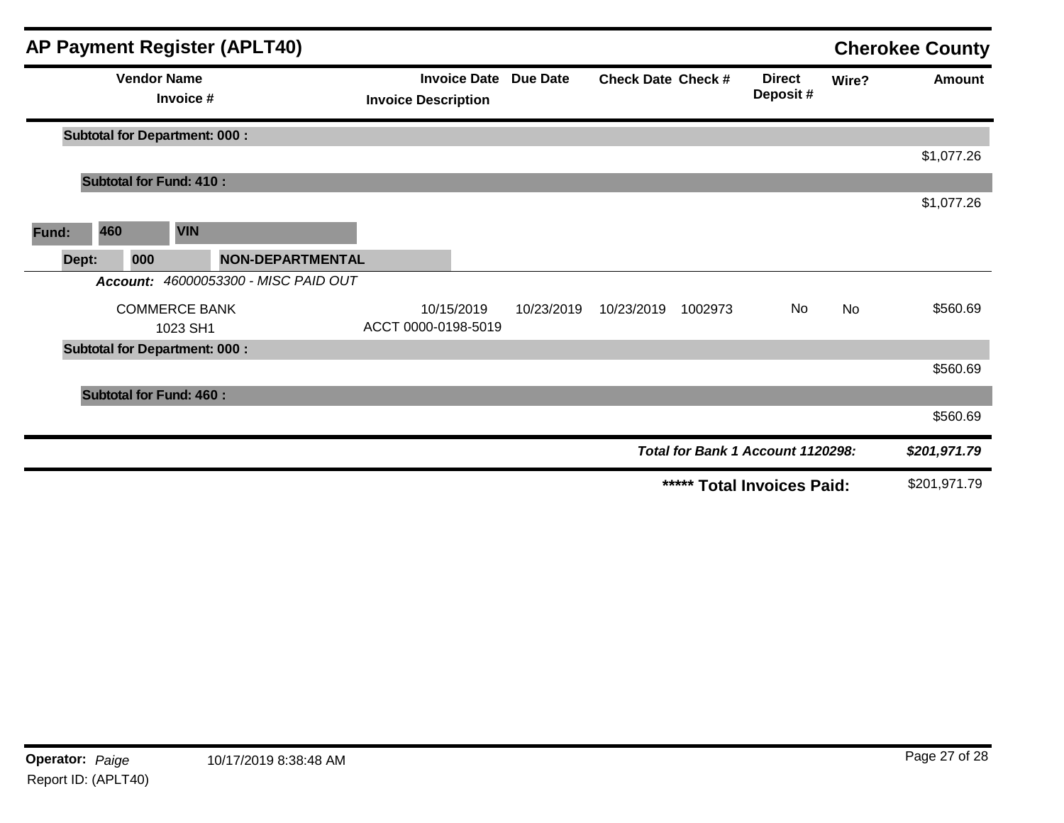## AP Payment Register (APLT40)

**Cherokee County**

| Vendor Name / Invoice # | Invoice Date / Invoice Description | Due Date | Check Date | Check # | Direct Deposit # | Wire? | Amount |
|---|---|---|---|---|---|---|---|
| **Subtotal for Department: 000 :** | | | | | | | $1,077.26 |
| **Subtotal for Fund: 410 :** | | | | | | | $1,077.26 |
| **Fund: 460 VIN** | | | | | | | |
| **Dept: 000 NON-DEPARTMENTAL** | | | | | | | |
| ***Account:*** *46000053300 - MISC PAID OUT* | | | | | | | |
| COMMERCE BANK<br>1023 SH1 | 10/15/2019<br>ACCT 0000-0198-5019 | 10/23/2019 | 10/23/2019 | 1002973 | No | No | $560.69 |
| **Subtotal for Department: 000 :** | | | | | | | $560.69 |
| **Subtotal for Fund: 460 :** | | | | | | | $560.69 |
| | | | | | ***Total for Bank 1 Account 1120298:*** | | ***$201,971.79*** |
| | | | | | **\*\*\*\*\* Total Invoices Paid:** | | $201,971.79 |

**Operator:** *Paige* 10/17/2019 8:38:48 AM

Report ID: (APLT40)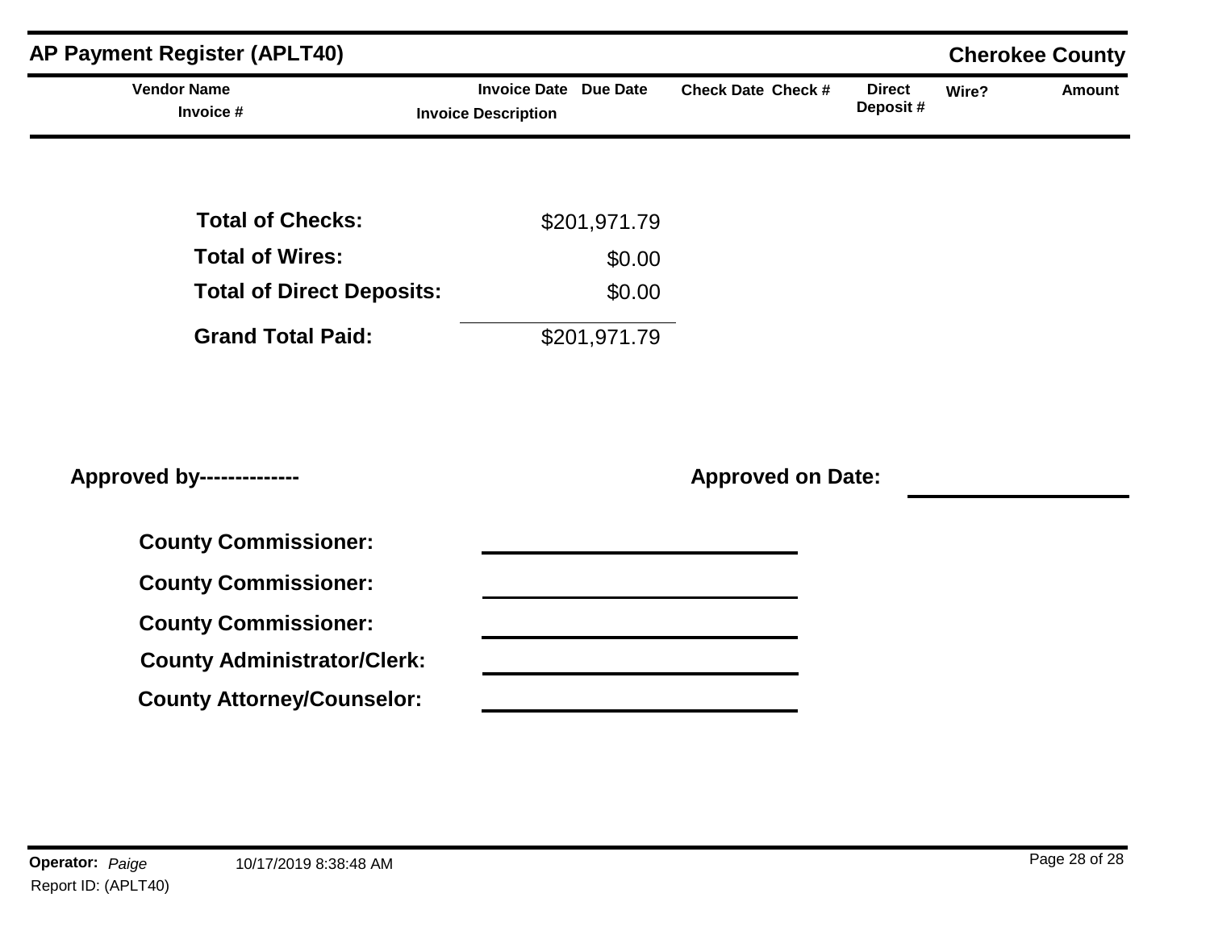## AP Payment Register (APLT40)

**Cherokee County**

| Vendor Name / Invoice # | Invoice Date / Invoice Description | Due Date | Check Date | Check # | Direct Deposit # | Wire? | Amount |
|---|---|---|---|---|---|---|---|

| | |
|---|---|
| **Total of Checks:** | $201,971.79 |
| **Total of Wires:** | $0.00 |
| **Total of Direct Deposits:** | $0.00 |
| **Grand Total Paid:** | $201,971.79 |

**Approved by--------------** **Approved on Date:** ____________________

**County Commissioner:** ____________________________

**County Commissioner:** ____________________________

**County Commissioner:** ____________________________

**County Administrator/Clerk:** ____________________________

**County Attorney/Counselor:** ____________________________

**Operator:** *Paige* 10/17/2019 8:38:48 AM

Report ID: (APLT40)